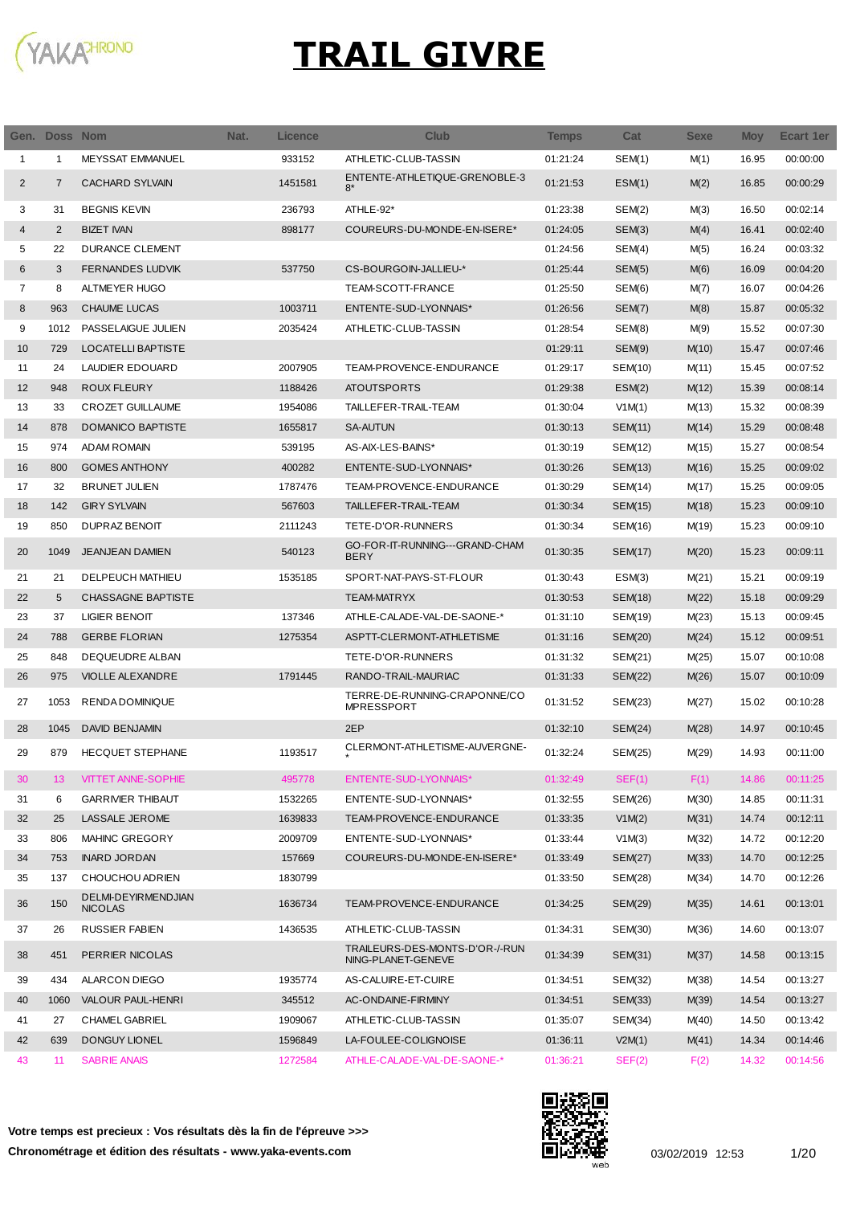# TRAIL GIVRE

| Gen. | Doss | Nom | Nat. | Licence | Club | Temps | Cat | Sexe | Moy | Ecart 1er |
|---|---|---|---|---|---|---|---|---|---|---|
| 1 | 1 | MEYSSAT EMMANUEL | | 933152 | ATHLETIC-CLUB-TASSIN | 01:21:24 | SEM(1) | M(1) | 16.95 | 00:00:00 |
| 2 | 7 | CACHARD SYLVAIN | | 1451581 | ENTENTE-ATHLETIQUE-GRENOBLE-38* | 01:21:53 | ESM(1) | M(2) | 16.85 | 00:00:29 |
| 3 | 31 | BEGNIS KEVIN | | 236793 | ATHLE-92* | 01:23:38 | SEM(2) | M(3) | 16.50 | 00:02:14 |
| 4 | 2 | BIZET IVAN | | 898177 | COUREURS-DU-MONDE-EN-ISERE* | 01:24:05 | SEM(3) | M(4) | 16.41 | 00:02:40 |
| 5 | 22 | DURANCE CLEMENT | | | | 01:24:56 | SEM(4) | M(5) | 16.24 | 00:03:32 |
| 6 | 3 | FERNANDES LUDVIK | | 537750 | CS-BOURGOIN-JALLIEU-* | 01:25:44 | SEM(5) | M(6) | 16.09 | 00:04:20 |
| 7 | 8 | ALTMEYER HUGO | | | TEAM-SCOTT-FRANCE | 01:25:50 | SEM(6) | M(7) | 16.07 | 00:04:26 |
| 8 | 963 | CHAUME LUCAS | | 1003711 | ENTENTE-SUD-LYONNAIS* | 01:26:56 | SEM(7) | M(8) | 15.87 | 00:05:32 |
| 9 | 1012 | PASSELAIGUE JULIEN | | 2035424 | ATHLETIC-CLUB-TASSIN | 01:28:54 | SEM(8) | M(9) | 15.52 | 00:07:30 |
| 10 | 729 | LOCATELLI BAPTISTE | | | | 01:29:11 | SEM(9) | M(10) | 15.47 | 00:07:46 |
| 11 | 24 | LAUDIER EDOUARD | | 2007905 | TEAM-PROVENCE-ENDURANCE | 01:29:17 | SEM(10) | M(11) | 15.45 | 00:07:52 |
| 12 | 948 | ROUX FLEURY | | 1188426 | ATOUTSPORTS | 01:29:38 | ESM(2) | M(12) | 15.39 | 00:08:14 |
| 13 | 33 | CROZET GUILLAUME | | 1954086 | TAILLEFER-TRAIL-TEAM | 01:30:04 | V1M(1) | M(13) | 15.32 | 00:08:39 |
| 14 | 878 | DOMANICO BAPTISTE | | 1655817 | SA-AUTUN | 01:30:13 | SEM(11) | M(14) | 15.29 | 00:08:48 |
| 15 | 974 | ADAM ROMAIN | | 539195 | AS-AIX-LES-BAINS* | 01:30:19 | SEM(12) | M(15) | 15.27 | 00:08:54 |
| 16 | 800 | GOMES ANTHONY | | 400282 | ENTENTE-SUD-LYONNAIS* | 01:30:26 | SEM(13) | M(16) | 15.25 | 00:09:02 |
| 17 | 32 | BRUNET JULIEN | | 1787476 | TEAM-PROVENCE-ENDURANCE | 01:30:29 | SEM(14) | M(17) | 15.25 | 00:09:05 |
| 18 | 142 | GIRY SYLVAIN | | 567603 | TAILLEFER-TRAIL-TEAM | 01:30:34 | SEM(15) | M(18) | 15.23 | 00:09:10 |
| 19 | 850 | DUPRAZ BENOIT | | 2111243 | TETE-D'OR-RUNNERS | 01:30:34 | SEM(16) | M(19) | 15.23 | 00:09:10 |
| 20 | 1049 | JEANJEAN DAMIEN | | 540123 | GO-FOR-IT-RUNNING---GRAND-CHAMBERY | 01:30:35 | SEM(17) | M(20) | 15.23 | 00:09:11 |
| 21 | 21 | DELPEUCH MATHIEU | | 1535185 | SPORT-NAT-PAYS-ST-FLOUR | 01:30:43 | ESM(3) | M(21) | 15.21 | 00:09:19 |
| 22 | 5 | CHASSAGNE BAPTISTE | | | TEAM-MATRYX | 01:30:53 | SEM(18) | M(22) | 15.18 | 00:09:29 |
| 23 | 37 | LIGIER BENOIT | | 137346 | ATHLE-CALADE-VAL-DE-SAONE-* | 01:31:10 | SEM(19) | M(23) | 15.13 | 00:09:45 |
| 24 | 788 | GERBE FLORIAN | | 1275354 | ASPTT-CLERMONT-ATHLETISME | 01:31:16 | SEM(20) | M(24) | 15.12 | 00:09:51 |
| 25 | 848 | DEQUEUDRE ALBAN | | | TETE-D'OR-RUNNERS | 01:31:32 | SEM(21) | M(25) | 15.07 | 00:10:08 |
| 26 | 975 | VIOLLE ALEXANDRE | | 1791445 | RANDO-TRAIL-MAURIAC | 01:31:33 | SEM(22) | M(26) | 15.07 | 00:10:09 |
| 27 | 1053 | RENDA DOMINIQUE | | | TERRE-DE-RUNNING-CRAPONNE/COMPRESSPORT | 01:31:52 | SEM(23) | M(27) | 15.02 | 00:10:28 |
| 28 | 1045 | DAVID BENJAMIN | | | 2EP | 01:32:10 | SEM(24) | M(28) | 14.97 | 00:10:45 |
| 29 | 879 | HECQUET STEPHANE | | 1193517 | CLERMONT-ATHLETISME-AUVERGNE-* | 01:32:24 | SEM(25) | M(29) | 14.93 | 00:11:00 |
| 30 | 13 | VITTET ANNE-SOPHIE | | 495778 | ENTENTE-SUD-LYONNAIS* | 01:32:49 | SEF(1) | F(1) | 14.86 | 00:11:25 |
| 31 | 6 | GARRIVIER THIBAUT | | 1532265 | ENTENTE-SUD-LYONNAIS* | 01:32:55 | SEM(26) | M(30) | 14.85 | 00:11:31 |
| 32 | 25 | LASSALE JEROME | | 1639833 | TEAM-PROVENCE-ENDURANCE | 01:33:35 | V1M(2) | M(31) | 14.74 | 00:12:11 |
| 33 | 806 | MAHINC GREGORY | | 2009709 | ENTENTE-SUD-LYONNAIS* | 01:33:44 | V1M(3) | M(32) | 14.72 | 00:12:20 |
| 34 | 753 | INARD JORDAN | | 157669 | COUREURS-DU-MONDE-EN-ISERE* | 01:33:49 | SEM(27) | M(33) | 14.70 | 00:12:25 |
| 35 | 137 | CHOUCHOU ADRIEN | | 1830799 | | 01:33:50 | SEM(28) | M(34) | 14.70 | 00:12:26 |
| 36 | 150 | DELMI-DEYIRMENDJIAN NICOLAS | | 1636734 | TEAM-PROVENCE-ENDURANCE | 01:34:25 | SEM(29) | M(35) | 14.61 | 00:13:01 |
| 37 | 26 | RUSSIER FABIEN | | 1436535 | ATHLETIC-CLUB-TASSIN | 01:34:31 | SEM(30) | M(36) | 14.60 | 00:13:07 |
| 38 | 451 | PERRIER NICOLAS | | | TRAILEURS-DES-MONTS-D'OR-/-RUNNING-PLANET-GENEVE | 01:34:39 | SEM(31) | M(37) | 14.58 | 00:13:15 |
| 39 | 434 | ALARCON DIEGO | | 1935774 | AS-CALUIRE-ET-CUIRE | 01:34:51 | SEM(32) | M(38) | 14.54 | 00:13:27 |
| 40 | 1060 | VALOUR PAUL-HENRI | | 345512 | AC-ONDAINE-FIRMINY | 01:34:51 | SEM(33) | M(39) | 14.54 | 00:13:27 |
| 41 | 27 | CHAMEL GABRIEL | | 1909067 | ATHLETIC-CLUB-TASSIN | 01:35:07 | SEM(34) | M(40) | 14.50 | 00:13:42 |
| 42 | 639 | DONGUY LIONEL | | 1596849 | LA-FOULEE-COLIGNOISE | 01:36:11 | V2M(1) | M(41) | 14.34 | 00:14:46 |
| 43 | 11 | SABRIE ANAIS | | 1272584 | ATHLE-CALADE-VAL-DE-SAONE-* | 01:36:21 | SEF(2) | F(2) | 14.32 | 00:14:56 |

**Votre temps est precieux : Vos résultats dès la fin de l'épreuve >>>**

**Chronométrage et édition des résultats - www.yaka-events.com**

web

03/02/2019 12:53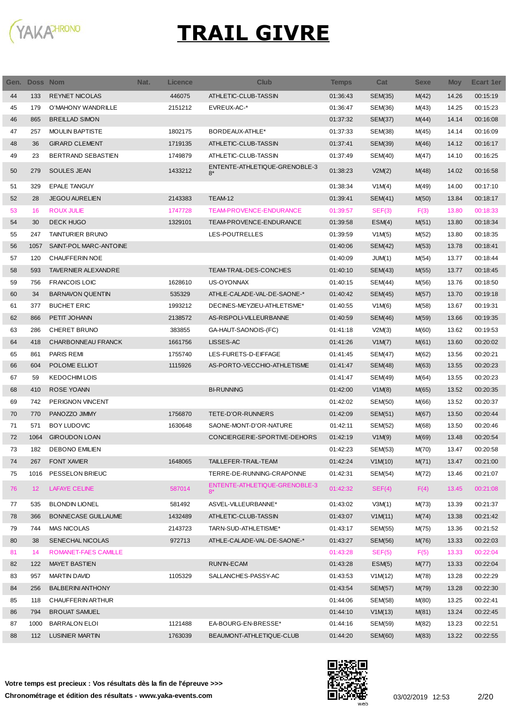# TRAIL GIVRE

| Gen. | Doss | Nom | Nat. | Licence | Club | Temps | Cat | Sexe | Moy | Ecart 1er |
|---|---|---|---|---|---|---|---|---|---|---|
| 44 | 133 | REYNET NICOLAS | | 446075 | ATHLETIC-CLUB-TASSIN | 01:36:43 | SEM(35) | M(42) | 14.26 | 00:15:19 |
| 45 | 179 | O'MAHONY WANDRILLE | | 2151212 | EVREUX-AC-* | 01:36:47 | SEM(36) | M(43) | 14.25 | 00:15:23 |
| 46 | 865 | BREILLAD SIMON | | | | 01:37:32 | SEM(37) | M(44) | 14.14 | 00:16:08 |
| 47 | 257 | MOULIN BAPTISTE | | 1802175 | BORDEAUX-ATHLE* | 01:37:33 | SEM(38) | M(45) | 14.14 | 00:16:09 |
| 48 | 36 | GIRARD CLEMENT | | 1719135 | ATHLETIC-CLUB-TASSIN | 01:37:41 | SEM(39) | M(46) | 14.12 | 00:16:17 |
| 49 | 23 | BERTRAND SEBASTIEN | | 1749879 | ATHLETIC-CLUB-TASSIN | 01:37:49 | SEM(40) | M(47) | 14.10 | 00:16:25 |
| 50 | 279 | SOULES JEAN | | 1433212 | ENTENTE-ATHLETIQUE-GRENOBLE-38* | 01:38:23 | V2M(2) | M(48) | 14.02 | 00:16:58 |
| 51 | 329 | EPALE TANGUY | | | | 01:38:34 | V1M(4) | M(49) | 14.00 | 00:17:10 |
| 52 | 28 | JEGOU AURELIEN | | 2143383 | TEAM-12 | 01:39:41 | SEM(41) | M(50) | 13.84 | 00:18:17 |
| 53 | 16 | ROUX JULIE | | 1747728 | TEAM-PROVENCE-ENDURANCE | 01:39:57 | SEF(3) | F(3) | 13.80 | 00:18:33 |
| 54 | 30 | DECK HUGO | | 1329101 | TEAM-PROVENCE-ENDURANCE | 01:39:58 | ESM(4) | M(51) | 13.80 | 00:18:34 |
| 55 | 247 | TAINTURIER BRUNO | | | LES-POUTRELLES | 01:39:59 | V1M(5) | M(52) | 13.80 | 00:18:35 |
| 56 | 1057 | SAINT-POL MARC-ANTOINE | | | | 01:40:06 | SEM(42) | M(53) | 13.78 | 00:18:41 |
| 57 | 120 | CHAUFFERIN NOE | | | | 01:40:09 | JUM(1) | M(54) | 13.77 | 00:18:44 |
| 58 | 593 | TAVERNIER ALEXANDRE | | | TEAM-TRAIL-DES-CONCHES | 01:40:10 | SEM(43) | M(55) | 13.77 | 00:18:45 |
| 59 | 756 | FRANCOIS LOIC | | 1628610 | US-OYONNAX | 01:40:15 | SEM(44) | M(56) | 13.76 | 00:18:50 |
| 60 | 34 | BARNAVON QUENTIN | | 535329 | ATHLE-CALADE-VAL-DE-SAONE-* | 01:40:42 | SEM(45) | M(57) | 13.70 | 00:19:18 |
| 61 | 377 | BUCHET ERIC | | 1993212 | DECINES-MEYZIEU-ATHLETISME* | 01:40:55 | V1M(6) | M(58) | 13.67 | 00:19:31 |
| 62 | 866 | PETIT JOHANN | | 2138572 | AS-RISPOLI-VILLEURBANNE | 01:40:59 | SEM(46) | M(59) | 13.66 | 00:19:35 |
| 63 | 286 | CHERET BRUNO | | 383855 | GA-HAUT-SAONOIS-(FC) | 01:41:18 | V2M(3) | M(60) | 13.62 | 00:19:53 |
| 64 | 418 | CHARBONNEAU FRANCK | | 1661756 | LISSES-AC | 01:41:26 | V1M(7) | M(61) | 13.60 | 00:20:02 |
| 65 | 861 | PARIS REMI | | 1755740 | LES-FURETS-D-EIFFAGE | 01:41:45 | SEM(47) | M(62) | 13.56 | 00:20:21 |
| 66 | 604 | POLOME ELLIOT | | 1115926 | AS-PORTO-VECCHIO-ATHLETISME | 01:41:47 | SEM(48) | M(63) | 13.55 | 00:20:23 |
| 67 | 59 | KEDOCHIM LOIS | | | | 01:41:47 | SEM(49) | M(64) | 13.55 | 00:20:23 |
| 68 | 410 | ROSE YOANN | | | BI-RUNNING | 01:42:00 | V1M(8) | M(65) | 13.52 | 00:20:35 |
| 69 | 742 | PERIGNON VINCENT | | | | 01:42:02 | SEM(50) | M(66) | 13.52 | 00:20:37 |
| 70 | 770 | PANOZZO JIMMY | | 1756870 | TETE-D'OR-RUNNERS | 01:42:09 | SEM(51) | M(67) | 13.50 | 00:20:44 |
| 71 | 571 | BOY LUDOVIC | | 1630648 | SAONE-MONT-D'OR-NATURE | 01:42:11 | SEM(52) | M(68) | 13.50 | 00:20:46 |
| 72 | 1064 | GIROUDON LOAN | | | CONCIERGERIE-SPORTIVE-DEHORS | 01:42:19 | V1M(9) | M(69) | 13.48 | 00:20:54 |
| 73 | 182 | DEBONO EMILIEN | | | | 01:42:23 | SEM(53) | M(70) | 13.47 | 00:20:58 |
| 74 | 267 | FONT XAVIER | | 1648065 | TAILLEFER-TRAIL-TEAM | 01:42:24 | V1M(10) | M(71) | 13.47 | 00:21:00 |
| 75 | 1016 | PESSELON BRIEUC | | | TERRE-DE-RUNNING-CRAPONNE | 01:42:31 | SEM(54) | M(72) | 13.46 | 00:21:07 |
| 76 | 12 | LAFAYE CELINE | | 587014 | ENTENTE-ATHLETIQUE-GRENOBLE-38* | 01:42:32 | SEF(4) | F(4) | 13.45 | 00:21:08 |
| 77 | 535 | BLONDIN LIONEL | | 581492 | ASVEL-VILLEURBANNE* | 01:43:02 | V3M(1) | M(73) | 13.39 | 00:21:37 |
| 78 | 366 | BONNECASE GUILLAUME | | 1432489 | ATHLETIC-CLUB-TASSIN | 01:43:07 | V1M(11) | M(74) | 13.38 | 00:21:42 |
| 79 | 744 | MAS NICOLAS | | 2143723 | TARN-SUD-ATHLETISME* | 01:43:17 | SEM(55) | M(75) | 13.36 | 00:21:52 |
| 80 | 38 | SENECHAL NICOLAS | | 972713 | ATHLE-CALADE-VAL-DE-SAONE-* | 01:43:27 | SEM(56) | M(76) | 13.33 | 00:22:03 |
| 81 | 14 | ROMANET-FAES CAMILLE | | | | 01:43:28 | SEF(5) | F(5) | 13.33 | 00:22:04 |
| 82 | 122 | MAYET BASTIEN | | | RUN'IN-ECAM | 01:43:28 | ESM(5) | M(77) | 13.33 | 00:22:04 |
| 83 | 957 | MARTIN DAVID | | 1105329 | SALLANCHES-PASSY-AC | 01:43:53 | V1M(12) | M(78) | 13.28 | 00:22:29 |
| 84 | 256 | BALBERINI ANTHONY | | | | 01:43:54 | SEM(57) | M(79) | 13.28 | 00:22:30 |
| 85 | 118 | CHAUFFERIN ARTHUR | | | | 01:44:06 | SEM(58) | M(80) | 13.25 | 00:22:41 |
| 86 | 794 | BROUAT SAMUEL | | | | 01:44:10 | V1M(13) | M(81) | 13.24 | 00:22:45 |
| 87 | 1000 | BARRALON ELOI | | 1121488 | EA-BOURG-EN-BRESSE* | 01:44:16 | SEM(59) | M(82) | 13.23 | 00:22:51 |
| 88 | 112 | LUSINIER MARTIN | | 1763039 | BEAUMONT-ATHLETIQUE-CLUB | 01:44:20 | SEM(60) | M(83) | 13.22 | 00:22:55 |

**Votre temps est precieux : Vos résultats dès la fin de l'épreuve >>>**

**Chronométrage et édition des résultats - www.yaka-events.com**

03/02/2019 12:53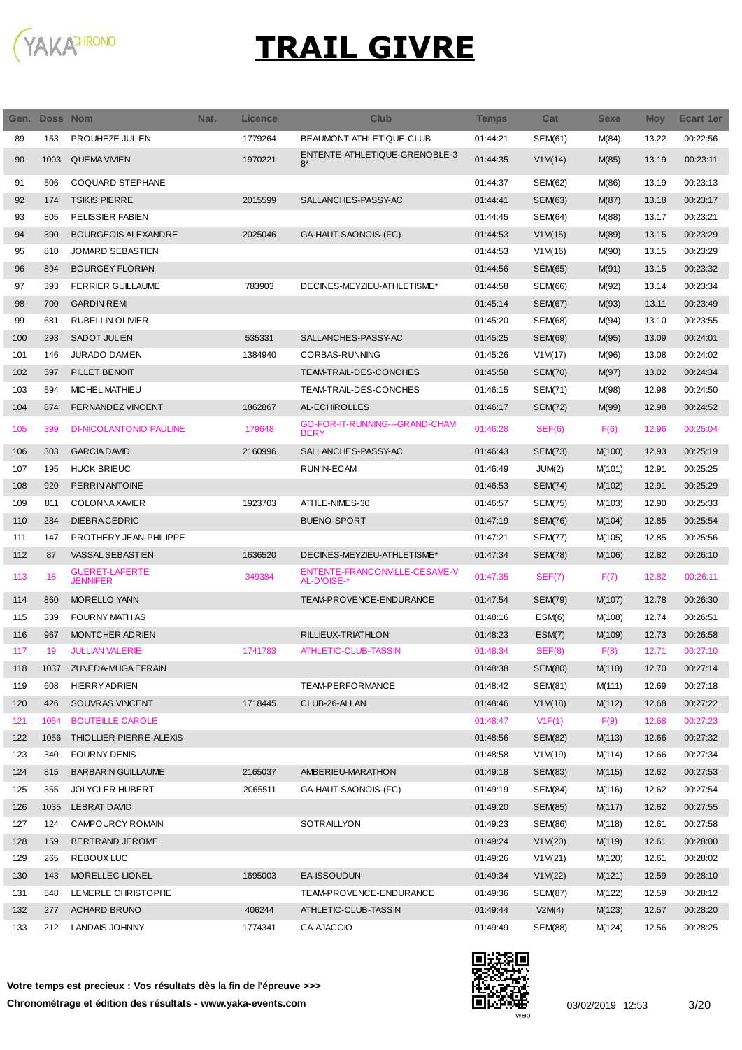# TRAIL GIVRE

| Gen. | Doss | Nom | Nat. | Licence | Club | Temps | Cat | Sexe | Moy | Ecart 1er |
|---|---|---|---|---|---|---|---|---|---|---|
| 89 | 153 | PROUHEZE JULIEN | | 1779264 | BEAUMONT-ATHLETIQUE-CLUB | 01:44:21 | SEM(61) | M(84) | 13.22 | 00:22:56 |
| 90 | 1003 | QUEMA VIVIEN | | 1970221 | ENTENTE-ATHLETIQUE-GRENOBLE-38* | 01:44:35 | V1M(14) | M(85) | 13.19 | 00:23:11 |
| 91 | 506 | COQUARD STEPHANE | | | | 01:44:37 | SEM(62) | M(86) | 13.19 | 00:23:13 |
| 92 | 174 | TSIKIS PIERRE | | 2015599 | SALLANCHES-PASSY-AC | 01:44:41 | SEM(63) | M(87) | 13.18 | 00:23:17 |
| 93 | 805 | PELISSIER FABIEN | | | | 01:44:45 | SEM(64) | M(88) | 13.17 | 00:23:21 |
| 94 | 390 | BOURGEOIS ALEXANDRE | | 2025046 | GA-HAUT-SAONOIS-(FC) | 01:44:53 | V1M(15) | M(89) | 13.15 | 00:23:29 |
| 95 | 810 | JOMARD SEBASTIEN | | | | 01:44:53 | V1M(16) | M(90) | 13.15 | 00:23:29 |
| 96 | 894 | BOURGEY FLORIAN | | | | 01:44:56 | SEM(65) | M(91) | 13.15 | 00:23:32 |
| 97 | 393 | FERRIER GUILLAUME | | 783903 | DECINES-MEYZIEU-ATHLETISME* | 01:44:58 | SEM(66) | M(92) | 13.14 | 00:23:34 |
| 98 | 700 | GARDIN REMI | | | | 01:45:14 | SEM(67) | M(93) | 13.11 | 00:23:49 |
| 99 | 681 | RUBELLIN OLIVIER | | | | 01:45:20 | SEM(68) | M(94) | 13.10 | 00:23:55 |
| 100 | 293 | SADOT JULIEN | | 535331 | SALLANCHES-PASSY-AC | 01:45:25 | SEM(69) | M(95) | 13.09 | 00:24:01 |
| 101 | 146 | JURADO DAMIEN | | 1384940 | CORBAS-RUNNING | 01:45:26 | V1M(17) | M(96) | 13.08 | 00:24:02 |
| 102 | 597 | PILLET BENOIT | | | TEAM-TRAIL-DES-CONCHES | 01:45:58 | SEM(70) | M(97) | 13.02 | 00:24:34 |
| 103 | 594 | MICHEL MATHIEU | | | TEAM-TRAIL-DES-CONCHES | 01:46:15 | SEM(71) | M(98) | 12.98 | 00:24:50 |
| 104 | 874 | FERNANDEZ VINCENT | | 1862867 | AL-ECHIROLLES | 01:46:17 | SEM(72) | M(99) | 12.98 | 00:24:52 |
| 105 | 399 | DI-NICOLANTONIO PAULINE | | 179648 | GO-FOR-IT-RUNNING---GRAND-CHAMBERY | 01:46:28 | SEF(6) | F(6) | 12.96 | 00:25:04 |
| 106 | 303 | GARCIA DAVID | | 2160996 | SALLANCHES-PASSY-AC | 01:46:43 | SEM(73) | M(100) | 12.93 | 00:25:19 |
| 107 | 195 | HUCK BRIEUC | | | RUN'IN-ECAM | 01:46:49 | JUM(2) | M(101) | 12.91 | 00:25:25 |
| 108 | 920 | PERRIN ANTOINE | | | | 01:46:53 | SEM(74) | M(102) | 12.91 | 00:25:29 |
| 109 | 811 | COLONNA XAVIER | | 1923703 | ATHLE-NIMES-30 | 01:46:57 | SEM(75) | M(103) | 12.90 | 00:25:33 |
| 110 | 284 | DIEBRA CEDRIC | | | BUENO-SPORT | 01:47:19 | SEM(76) | M(104) | 12.85 | 00:25:54 |
| 111 | 147 | PROTHERY JEAN-PHILIPPE | | | | 01:47:21 | SEM(77) | M(105) | 12.85 | 00:25:56 |
| 112 | 87 | VASSAL SEBASTIEN | | 1636520 | DECINES-MEYZIEU-ATHLETISME* | 01:47:34 | SEM(78) | M(106) | 12.82 | 00:26:10 |
| 113 | 18 | GUERET-LAFERTE JENNIFER | | 349384 | ENTENTE-FRANCONVILLE-CESAME-VAL-D'OISE-* | 01:47:35 | SEF(7) | F(7) | 12.82 | 00:26:11 |
| 114 | 860 | MORELLO YANN | | | TEAM-PROVENCE-ENDURANCE | 01:47:54 | SEM(79) | M(107) | 12.78 | 00:26:30 |
| 115 | 339 | FOURNY MATHIAS | | | | 01:48:16 | ESM(6) | M(108) | 12.74 | 00:26:51 |
| 116 | 967 | MONTCHER ADRIEN | | | RILLIEUX-TRIATHLON | 01:48:23 | ESM(7) | M(109) | 12.73 | 00:26:58 |
| 117 | 19 | JULLIAN VALERIE | | 1741783 | ATHLETIC-CLUB-TASSIN | 01:48:34 | SEF(8) | F(8) | 12.71 | 00:27:10 |
| 118 | 1037 | ZUNEDA-MUGA EFRAIN | | | | 01:48:38 | SEM(80) | M(110) | 12.70 | 00:27:14 |
| 119 | 608 | HIERRY ADRIEN | | | TEAM-PERFORMANCE | 01:48:42 | SEM(81) | M(111) | 12.69 | 00:27:18 |
| 120 | 426 | SOUVRAS VINCENT | | 1718445 | CLUB-26-ALLAN | 01:48:46 | V1M(18) | M(112) | 12.68 | 00:27:22 |
| 121 | 1054 | BOUTEILLE CAROLE | | | | 01:48:47 | V1F(1) | F(9) | 12.68 | 00:27:23 |
| 122 | 1056 | THIOLLIER PIERRE-ALEXIS | | | | 01:48:56 | SEM(82) | M(113) | 12.66 | 00:27:32 |
| 123 | 340 | FOURNY DENIS | | | | 01:48:58 | V1M(19) | M(114) | 12.66 | 00:27:34 |
| 124 | 815 | BARBARIN GUILLAUME | | 2165037 | AMBERIEU-MARATHON | 01:49:18 | SEM(83) | M(115) | 12.62 | 00:27:53 |
| 125 | 355 | JOLYCLER HUBERT | | 2065511 | GA-HAUT-SAONOIS-(FC) | 01:49:19 | SEM(84) | M(116) | 12.62 | 00:27:54 |
| 126 | 1035 | LEBRAT DAVID | | | | 01:49:20 | SEM(85) | M(117) | 12.62 | 00:27:55 |
| 127 | 124 | CAMPOURCY ROMAIN | | | SOTRAILLYON | 01:49:23 | SEM(86) | M(118) | 12.61 | 00:27:58 |
| 128 | 159 | BERTRAND JEROME | | | | 01:49:24 | V1M(20) | M(119) | 12.61 | 00:28:00 |
| 129 | 265 | REBOUX LUC | | | | 01:49:26 | V1M(21) | M(120) | 12.61 | 00:28:02 |
| 130 | 143 | MORELLEC LIONEL | | 1695003 | EA-ISSOUDUN | 01:49:34 | V1M(22) | M(121) | 12.59 | 00:28:10 |
| 131 | 548 | LEMERLE CHRISTOPHE | | | TEAM-PROVENCE-ENDURANCE | 01:49:36 | SEM(87) | M(122) | 12.59 | 00:28:12 |
| 132 | 277 | ACHARD BRUNO | | 406244 | ATHLETIC-CLUB-TASSIN | 01:49:44 | V2M(4) | M(123) | 12.57 | 00:28:20 |
| 133 | 212 | LANDAIS JOHNNY | | 1774341 | CA-AJACCIO | 01:49:49 | SEM(88) | M(124) | 12.56 | 00:28:25 |

**Votre temps est precieux : Vos résultats dès la fin de l'épreuve >>>**

**Chronométrage et édition des résultats - www.yaka-events.com**

03/02/2019 12:53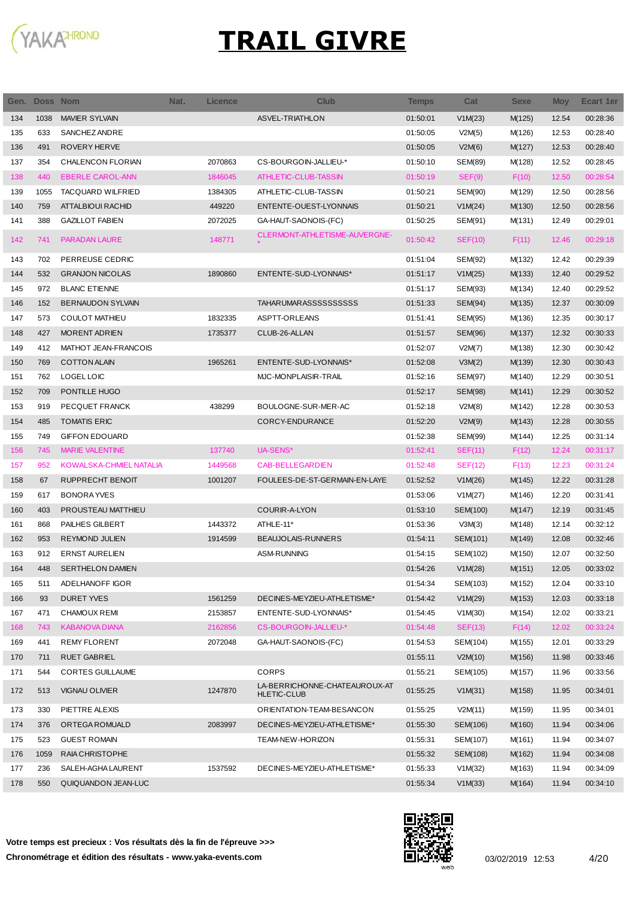# TRAIL GIVRE

| Gen. | Doss | Nom | Nat. | Licence | Club | Temps | Cat | Sexe | Moy | Ecart 1er |
|---|---|---|---|---|---|---|---|---|---|---|
| 134 | 1038 | MAVIER SYLVAIN | | | ASVEL-TRIATHLON | 01:50:01 | V1M(23) | M(125) | 12.54 | 00:28:36 |
| 135 | 633 | SANCHEZ ANDRE | | | | 01:50:05 | V2M(5) | M(126) | 12.53 | 00:28:40 |
| 136 | 491 | ROVERY HERVE | | | | 01:50:05 | V2M(6) | M(127) | 12.53 | 00:28:40 |
| 137 | 354 | CHALENCON FLORIAN | | 2070863 | CS-BOURGOIN-JALLIEU-* | 01:50:10 | SEM(89) | M(128) | 12.52 | 00:28:45 |
| 138 | 440 | EBERLE CAROL-ANN | | 1846045 | ATHLETIC-CLUB-TASSIN | 01:50:19 | SEF(9) | F(10) | 12.50 | 00:28:54 |
| 139 | 1055 | TACQUARD WILFRIED | | 1384305 | ATHLETIC-CLUB-TASSIN | 01:50:21 | SEM(90) | M(129) | 12.50 | 00:28:56 |
| 140 | 759 | ATTALBIOUI RACHID | | 449220 | ENTENTE-OUEST-LYONNAIS | 01:50:21 | V1M(24) | M(130) | 12.50 | 00:28:56 |
| 141 | 388 | GAZILLOT FABIEN | | 2072025 | GA-HAUT-SAONOIS-(FC) | 01:50:25 | SEM(91) | M(131) | 12.49 | 00:29:01 |
| 142 | 741 | PARADAN LAURE | | 148771 | CLERMONT-ATHLETISME-AUVERGNE-* | 01:50:42 | SEF(10) | F(11) | 12.46 | 00:29:18 |
| 143 | 702 | PERREUSE CEDRIC | | | | 01:51:04 | SEM(92) | M(132) | 12.42 | 00:29:39 |
| 144 | 532 | GRANJON NICOLAS | | 1890860 | ENTENTE-SUD-LYONNAIS* | 01:51:17 | V1M(25) | M(133) | 12.40 | 00:29:52 |
| 145 | 972 | BLANC ETIENNE | | | | 01:51:17 | SEM(93) | M(134) | 12.40 | 00:29:52 |
| 146 | 152 | BERNAUDON SYLVAIN | | | TAHARUMARASSSSSSSSSS | 01:51:33 | SEM(94) | M(135) | 12.37 | 00:30:09 |
| 147 | 573 | COULOT MATHIEU | | 1832335 | ASPTT-ORLEANS | 01:51:41 | SEM(95) | M(136) | 12.35 | 00:30:17 |
| 148 | 427 | MORENT ADRIEN | | 1735377 | CLUB-26-ALLAN | 01:51:57 | SEM(96) | M(137) | 12.32 | 00:30:33 |
| 149 | 412 | MATHOT JEAN-FRANCOIS | | | | 01:52:07 | V2M(7) | M(138) | 12.30 | 00:30:42 |
| 150 | 769 | COTTON ALAIN | | 1965261 | ENTENTE-SUD-LYONNAIS* | 01:52:08 | V3M(2) | M(139) | 12.30 | 00:30:43 |
| 151 | 762 | LOGEL LOIC | | | MJC-MONPLAISIR-TRAIL | 01:52:16 | SEM(97) | M(140) | 12.29 | 00:30:51 |
| 152 | 709 | PONTILLE HUGO | | | | 01:52:17 | SEM(98) | M(141) | 12.29 | 00:30:52 |
| 153 | 919 | PECQUET FRANCK | | 438299 | BOULOGNE-SUR-MER-AC | 01:52:18 | V2M(8) | M(142) | 12.28 | 00:30:53 |
| 154 | 485 | TOMATIS ERIC | | | CORCY-ENDURANCE | 01:52:20 | V2M(9) | M(143) | 12.28 | 00:30:55 |
| 155 | 749 | GIFFON EDOUARD | | | | 01:52:38 | SEM(99) | M(144) | 12.25 | 00:31:14 |
| 156 | 745 | MARIE VALENTINE | | 137740 | UA-SENS* | 01:52:41 | SEF(11) | F(12) | 12.24 | 00:31:17 |
| 157 | 952 | KOWALSKA-CHMIEL NATALIA | | 1449568 | CAB-BELLEGARDIEN | 01:52:48 | SEF(12) | F(13) | 12.23 | 00:31:24 |
| 158 | 67 | RUPPRECHT BENOIT | | 1001207 | FOULEES-DE-ST-GERMAIN-EN-LAYE | 01:52:52 | V1M(26) | M(145) | 12.22 | 00:31:28 |
| 159 | 617 | BONORA YVES | | | | 01:53:06 | V1M(27) | M(146) | 12.20 | 00:31:41 |
| 160 | 403 | PROUSTEAU MATTHIEU | | | COURIR-A-LYON | 01:53:10 | SEM(100) | M(147) | 12.19 | 00:31:45 |
| 161 | 868 | PAILHES GILBERT | | 1443372 | ATHLE-11* | 01:53:36 | V3M(3) | M(148) | 12.14 | 00:32:12 |
| 162 | 953 | REYMOND JULIEN | | 1914599 | BEAUJOLAIS-RUNNERS | 01:54:11 | SEM(101) | M(149) | 12.08 | 00:32:46 |
| 163 | 912 | ERNST AURELIEN | | | ASM-RUNNING | 01:54:15 | SEM(102) | M(150) | 12.07 | 00:32:50 |
| 164 | 448 | SERTHELON DAMIEN | | | | 01:54:26 | V1M(28) | M(151) | 12.05 | 00:33:02 |
| 165 | 511 | ADELHANOFF IGOR | | | | 01:54:34 | SEM(103) | M(152) | 12.04 | 00:33:10 |
| 166 | 93 | DURET YVES | | 1561259 | DECINES-MEYZIEU-ATHLETISME* | 01:54:42 | V1M(29) | M(153) | 12.03 | 00:33:18 |
| 167 | 471 | CHAMOUX REMI | | 2153857 | ENTENTE-SUD-LYONNAIS* | 01:54:45 | V1M(30) | M(154) | 12.02 | 00:33:21 |
| 168 | 743 | KABANOVA DIANA | | 2162856 | CS-BOURGOIN-JALLIEU-* | 01:54:48 | SEF(13) | F(14) | 12.02 | 00:33:24 |
| 169 | 441 | REMY FLORENT | | 2072048 | GA-HAUT-SAONOIS-(FC) | 01:54:53 | SEM(104) | M(155) | 12.01 | 00:33:29 |
| 170 | 711 | RUET GABRIEL | | | | 01:55:11 | V2M(10) | M(156) | 11.98 | 00:33:46 |
| 171 | 544 | CORTES GUILLAUME | | | CORPS | 01:55:21 | SEM(105) | M(157) | 11.96 | 00:33:56 |
| 172 | 513 | VIGNAU OLIVIER | | 1247870 | LA-BERRICHONNE-CHATEAUROUX-ATHLETIC-CLUB | 01:55:25 | V1M(31) | M(158) | 11.95 | 00:34:01 |
| 173 | 330 | PIETTRE ALEXIS | | | ORIENTATION-TEAM-BESANCON | 01:55:25 | V2M(11) | M(159) | 11.95 | 00:34:01 |
| 174 | 376 | ORTEGA ROMUALD | | 2083997 | DECINES-MEYZIEU-ATHLETISME* | 01:55:30 | SEM(106) | M(160) | 11.94 | 00:34:06 |
| 175 | 523 | GUEST ROMAIN | | | TEAM-NEW-HORIZON | 01:55:31 | SEM(107) | M(161) | 11.94 | 00:34:07 |
| 176 | 1059 | RAIA CHRISTOPHE | | | | 01:55:32 | SEM(108) | M(162) | 11.94 | 00:34:08 |
| 177 | 236 | SALEH-AGHA LAURENT | | 1537592 | DECINES-MEYZIEU-ATHLETISME* | 01:55:33 | V1M(32) | M(163) | 11.94 | 00:34:09 |
| 178 | 550 | QUIQUANDON JEAN-LUC | | | | 01:55:34 | V1M(33) | M(164) | 11.94 | 00:34:10 |

**Votre temps est precieux : Vos résultats dès la fin de l'épreuve >>>**
**Chronométrage et édition des résultats - www.yaka-events.com**

03/02/2019 12:53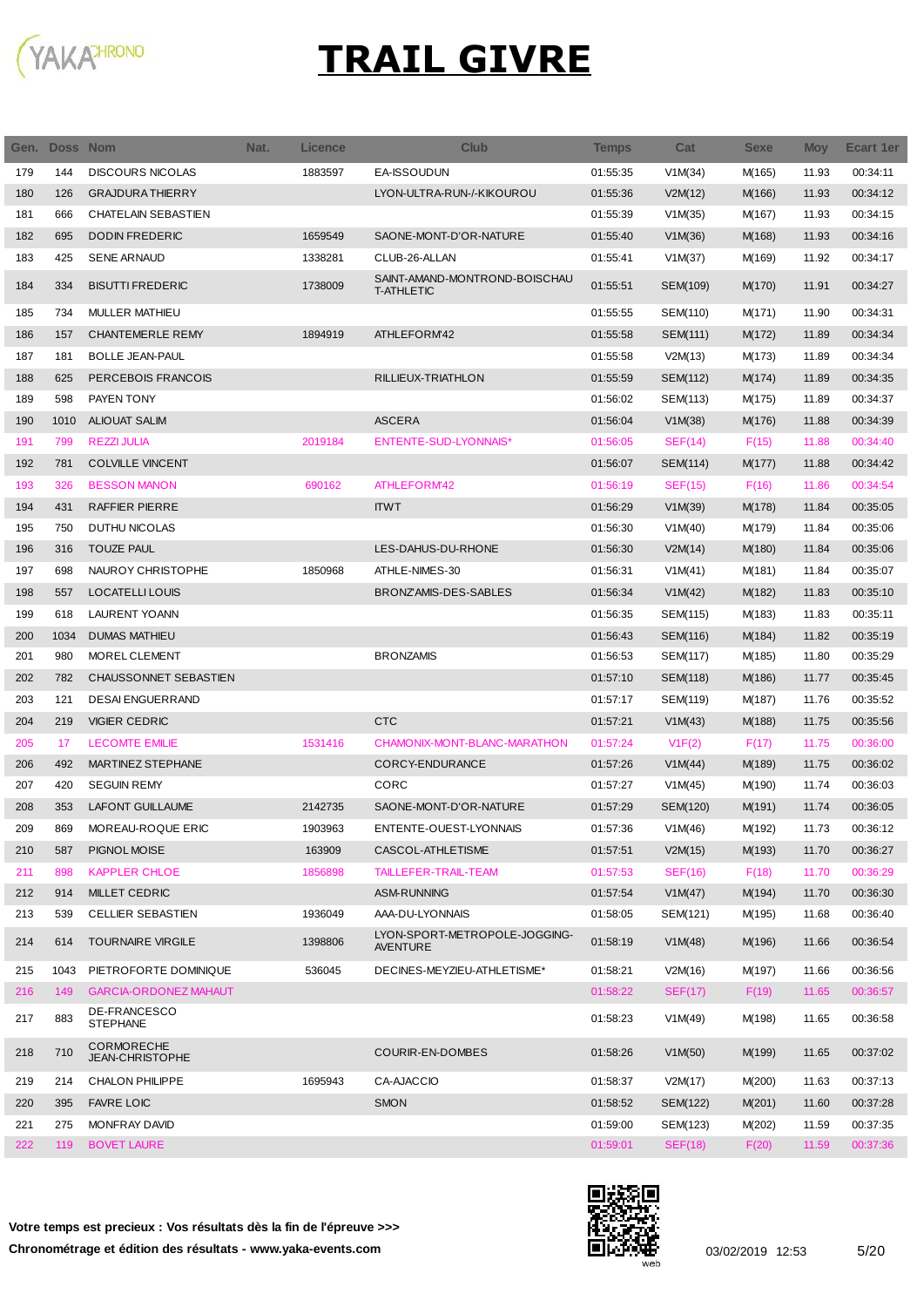# TRAIL GIVRE

| Gen. | Doss | Nom | Nat. | Licence | Club | Temps | Cat | Sexe | Moy | Ecart 1er |
|---|---|---|---|---|---|---|---|---|---|---|
| 179 | 144 | DISCOURS NICOLAS | | 1883597 | EA-ISSOUDUN | 01:55:35 | V1M(34) | M(165) | 11.93 | 00:34:11 |
| 180 | 126 | GRAJDURA THIERRY | | | LYON-ULTRA-RUN-/-KIKOUROU | 01:55:36 | V2M(12) | M(166) | 11.93 | 00:34:12 |
| 181 | 666 | CHATELAIN SEBASTIEN | | | | 01:55:39 | V1M(35) | M(167) | 11.93 | 00:34:15 |
| 182 | 695 | DODIN FREDERIC | | 1659549 | SAONE-MONT-D'OR-NATURE | 01:55:40 | V1M(36) | M(168) | 11.93 | 00:34:16 |
| 183 | 425 | SENE ARNAUD | | 1338281 | CLUB-26-ALLAN | 01:55:41 | V1M(37) | M(169) | 11.92 | 00:34:17 |
| 184 | 334 | BISUTTI FREDERIC | | 1738009 | SAINT-AMAND-MONTROND-BOISCHAU T-ATHLETIC | 01:55:51 | SEM(109) | M(170) | 11.91 | 00:34:27 |
| 185 | 734 | MULLER MATHIEU | | | | 01:55:55 | SEM(110) | M(171) | 11.90 | 00:34:31 |
| 186 | 157 | CHANTEMERLE REMY | | 1894919 | ATHLEFORM'42 | 01:55:58 | SEM(111) | M(172) | 11.89 | 00:34:34 |
| 187 | 181 | BOLLE JEAN-PAUL | | | | 01:55:58 | V2M(13) | M(173) | 11.89 | 00:34:34 |
| 188 | 625 | PERCEBOIS FRANCOIS | | | RILLIEUX-TRIATHLON | 01:55:59 | SEM(112) | M(174) | 11.89 | 00:34:35 |
| 189 | 598 | PAYEN TONY | | | | 01:56:02 | SEM(113) | M(175) | 11.89 | 00:34:37 |
| 190 | 1010 | ALIOUAT SALIM | | | ASCERA | 01:56:04 | V1M(38) | M(176) | 11.88 | 00:34:39 |
| 191 | 799 | REZZI JULIA | | 2019184 | ENTENTE-SUD-LYONNAIS* | 01:56:05 | SEF(14) | F(15) | 11.88 | 00:34:40 |
| 192 | 781 | COLVILLE VINCENT | | | | 01:56:07 | SEM(114) | M(177) | 11.88 | 00:34:42 |
| 193 | 326 | BESSON MANON | | 690162 | ATHLEFORM'42 | 01:56:19 | SEF(15) | F(16) | 11.86 | 00:34:54 |
| 194 | 431 | RAFFIER PIERRE | | | ITWT | 01:56:29 | V1M(39) | M(178) | 11.84 | 00:35:05 |
| 195 | 750 | DUTHU NICOLAS | | | | 01:56:30 | V1M(40) | M(179) | 11.84 | 00:35:06 |
| 196 | 316 | TOUZE PAUL | | | LES-DAHUS-DU-RHONE | 01:56:30 | V2M(14) | M(180) | 11.84 | 00:35:06 |
| 197 | 698 | NAUROY CHRISTOPHE | | 1850968 | ATHLE-NIMES-30 | 01:56:31 | V1M(41) | M(181) | 11.84 | 00:35:07 |
| 198 | 557 | LOCATELLI LOUIS | | | BRONZ'AMIS-DES-SABLES | 01:56:34 | V1M(42) | M(182) | 11.83 | 00:35:10 |
| 199 | 618 | LAURENT YOANN | | | | 01:56:35 | SEM(115) | M(183) | 11.83 | 00:35:11 |
| 200 | 1034 | DUMAS MATHIEU | | | | 01:56:43 | SEM(116) | M(184) | 11.82 | 00:35:19 |
| 201 | 980 | MOREL CLEMENT | | | BRONZAMIS | 01:56:53 | SEM(117) | M(185) | 11.80 | 00:35:29 |
| 202 | 782 | CHAUSSONNET SEBASTIEN | | | | 01:57:10 | SEM(118) | M(186) | 11.77 | 00:35:45 |
| 203 | 121 | DESAI ENGUERRAND | | | | 01:57:17 | SEM(119) | M(187) | 11.76 | 00:35:52 |
| 204 | 219 | VIGIER CEDRIC | | | CTC | 01:57:21 | V1M(43) | M(188) | 11.75 | 00:35:56 |
| 205 | 17 | LECOMTE EMILIE | | 1531416 | CHAMONIX-MONT-BLANC-MARATHON | 01:57:24 | V1F(2) | F(17) | 11.75 | 00:36:00 |
| 206 | 492 | MARTINEZ STEPHANE | | | CORCY-ENDURANCE | 01:57:26 | V1M(44) | M(189) | 11.75 | 00:36:02 |
| 207 | 420 | SEGUIN REMY | | | CORC | 01:57:27 | V1M(45) | M(190) | 11.74 | 00:36:03 |
| 208 | 353 | LAFONT GUILLAUME | | 2142735 | SAONE-MONT-D'OR-NATURE | 01:57:29 | SEM(120) | M(191) | 11.74 | 00:36:05 |
| 209 | 869 | MOREAU-ROQUE ERIC | | 1903963 | ENTENTE-OUEST-LYONNAIS | 01:57:36 | V1M(46) | M(192) | 11.73 | 00:36:12 |
| 210 | 587 | PIGNOL MOISE | | 163909 | CASCOL-ATHLETISME | 01:57:51 | V2M(15) | M(193) | 11.70 | 00:36:27 |
| 211 | 898 | KAPPLER CHLOE | | 1856898 | TAILLEFER-TRAIL-TEAM | 01:57:53 | SEF(16) | F(18) | 11.70 | 00:36:29 |
| 212 | 914 | MILLET CEDRIC | | | ASM-RUNNING | 01:57:54 | V1M(47) | M(194) | 11.70 | 00:36:30 |
| 213 | 539 | CELLIER SEBASTIEN | | 1936049 | AAA-DU-LYONNAIS | 01:58:05 | SEM(121) | M(195) | 11.68 | 00:36:40 |
| 214 | 614 | TOURNAIRE VIRGILE | | 1398806 | LYON-SPORT-METROPOLE-JOGGING-AVENTURE | 01:58:19 | V1M(48) | M(196) | 11.66 | 00:36:54 |
| 215 | 1043 | PIETROFORTE DOMINIQUE | | 536045 | DECINES-MEYZIEU-ATHLETISME* | 01:58:21 | V2M(16) | M(197) | 11.66 | 00:36:56 |
| 216 | 149 | GARCIA-ORDONEZ MAHAUT | | | | 01:58:22 | SEF(17) | F(19) | 11.65 | 00:36:57 |
| 217 | 883 | DE-FRANCESCO STEPHANE | | | | 01:58:23 | V1M(49) | M(198) | 11.65 | 00:36:58 |
| 218 | 710 | CORMORECHE JEAN-CHRISTOPHE | | | COURIR-EN-DOMBES | 01:58:26 | V1M(50) | M(199) | 11.65 | 00:37:02 |
| 219 | 214 | CHALON PHILIPPE | | 1695943 | CA-AJACCIO | 01:58:37 | V2M(17) | M(200) | 11.63 | 00:37:13 |
| 220 | 395 | FAVRE LOIC | | | SMON | 01:58:52 | SEM(122) | M(201) | 11.60 | 00:37:28 |
| 221 | 275 | MONFRAY DAVID | | | | 01:59:00 | SEM(123) | M(202) | 11.59 | 00:37:35 |
| 222 | 119 | BOVET LAURE | | | | 01:59:01 | SEF(18) | F(20) | 11.59 | 00:37:36 |

**Votre temps est precieux : Vos résultats dès la fin de l'épreuve >>>**

**Chronométrage et édition des résultats - www.yaka-events.com**

03/02/2019 12:53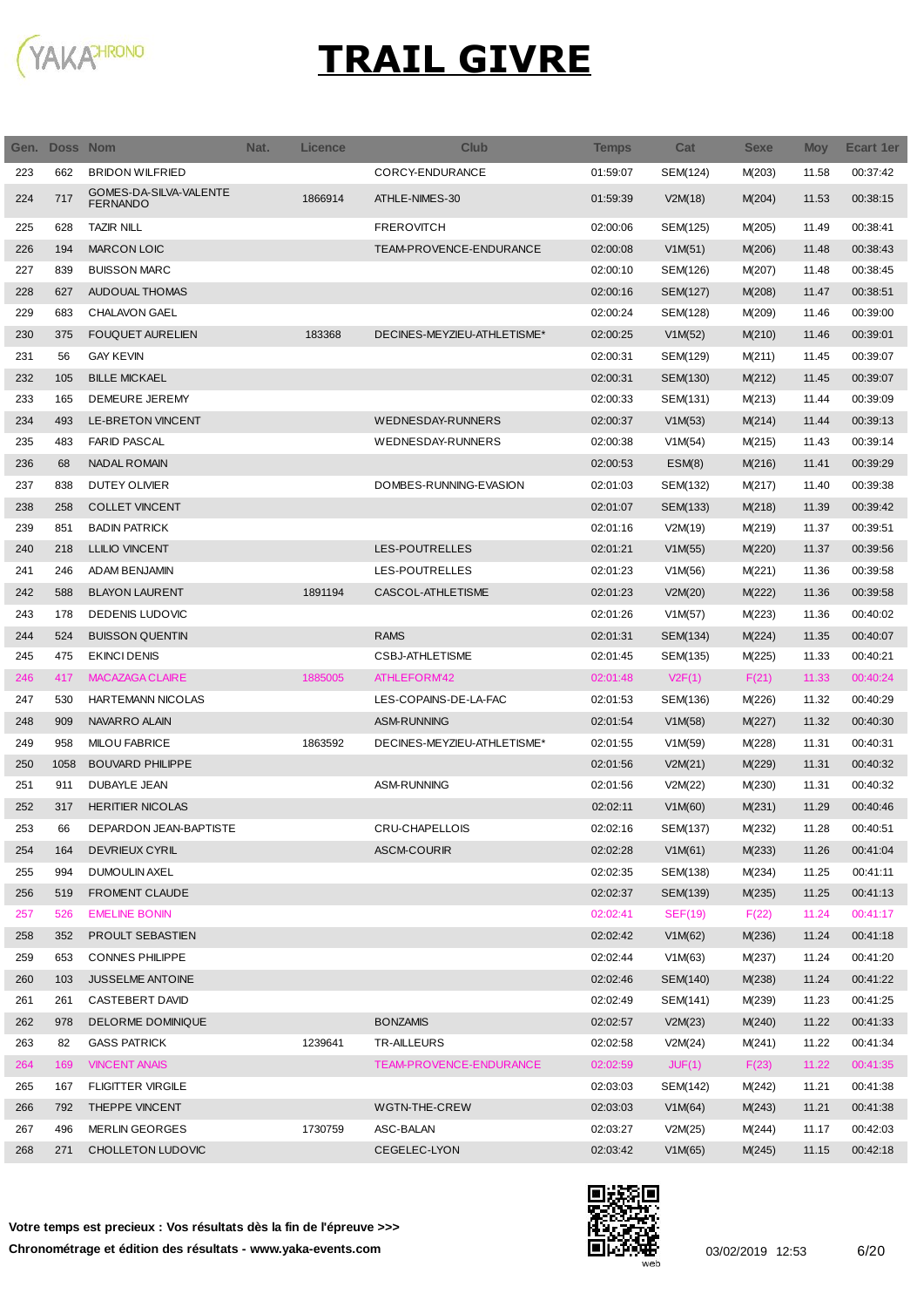# TRAIL GIVRE

| Gen. | Doss | Nom | Nat. | Licence | Club | Temps | Cat | Sexe | Moy | Ecart 1er |
|---|---|---|---|---|---|---|---|---|---|---|
| 223 | 662 | BRIDON WILFRIED | | | CORCY-ENDURANCE | 01:59:07 | SEM(124) | M(203) | 11.58 | 00:37:42 |
| 224 | 717 | GOMES-DA-SILVA-VALENTE FERNANDO | | 1866914 | ATHLE-NIMES-30 | 01:59:39 | V2M(18) | M(204) | 11.53 | 00:38:15 |
| 225 | 628 | TAZIR NILL | | | FREROVITCH | 02:00:06 | SEM(125) | M(205) | 11.49 | 00:38:41 |
| 226 | 194 | MARCON LOIC | | | TEAM-PROVENCE-ENDURANCE | 02:00:08 | V1M(51) | M(206) | 11.48 | 00:38:43 |
| 227 | 839 | BUISSON MARC | | | | 02:00:10 | SEM(126) | M(207) | 11.48 | 00:38:45 |
| 228 | 627 | AUDOUAL THOMAS | | | | 02:00:16 | SEM(127) | M(208) | 11.47 | 00:38:51 |
| 229 | 683 | CHALAVON GAEL | | | | 02:00:24 | SEM(128) | M(209) | 11.46 | 00:39:00 |
| 230 | 375 | FOUQUET AURELIEN | | 183368 | DECINES-MEYZIEU-ATHLETISME* | 02:00:25 | V1M(52) | M(210) | 11.46 | 00:39:01 |
| 231 | 56 | GAY KEVIN | | | | 02:00:31 | SEM(129) | M(211) | 11.45 | 00:39:07 |
| 232 | 105 | BILLE MICKAEL | | | | 02:00:31 | SEM(130) | M(212) | 11.45 | 00:39:07 |
| 233 | 165 | DEMEURE JEREMY | | | | 02:00:33 | SEM(131) | M(213) | 11.44 | 00:39:09 |
| 234 | 493 | LE-BRETON VINCENT | | | WEDNESDAY-RUNNERS | 02:00:37 | V1M(53) | M(214) | 11.44 | 00:39:13 |
| 235 | 483 | FARID PASCAL | | | WEDNESDAY-RUNNERS | 02:00:38 | V1M(54) | M(215) | 11.43 | 00:39:14 |
| 236 | 68 | NADAL ROMAIN | | | | 02:00:53 | ESM(8) | M(216) | 11.41 | 00:39:29 |
| 237 | 838 | DUTEY OLIVIER | | | DOMBES-RUNNING-EVASION | 02:01:03 | SEM(132) | M(217) | 11.40 | 00:39:38 |
| 238 | 258 | COLLET VINCENT | | | | 02:01:07 | SEM(133) | M(218) | 11.39 | 00:39:42 |
| 239 | 851 | BADIN PATRICK | | | | 02:01:16 | V2M(19) | M(219) | 11.37 | 00:39:51 |
| 240 | 218 | LLILIO VINCENT | | | LES-POUTRELLES | 02:01:21 | V1M(55) | M(220) | 11.37 | 00:39:56 |
| 241 | 246 | ADAM BENJAMIN | | | LES-POUTRELLES | 02:01:23 | V1M(56) | M(221) | 11.36 | 00:39:58 |
| 242 | 588 | BLAYON LAURENT | | 1891194 | CASCOL-ATHLETISME | 02:01:23 | V2M(20) | M(222) | 11.36 | 00:39:58 |
| 243 | 178 | DEDENIS LUDOVIC | | | | 02:01:26 | V1M(57) | M(223) | 11.36 | 00:40:02 |
| 244 | 524 | BUISSON QUENTIN | | | RAMS | 02:01:31 | SEM(134) | M(224) | 11.35 | 00:40:07 |
| 245 | 475 | EKINCI DENIS | | | CSBJ-ATHLETISME | 02:01:45 | SEM(135) | M(225) | 11.33 | 00:40:21 |
| 246 | 417 | MACAZAGA CLAIRE | | 1885005 | ATHLEFORM'42 | 02:01:48 | V2F(1) | F(21) | 11.33 | 00:40:24 |
| 247 | 530 | HARTEMANN NICOLAS | | | LES-COPAINS-DE-LA-FAC | 02:01:53 | SEM(136) | M(226) | 11.32 | 00:40:29 |
| 248 | 909 | NAVARRO ALAIN | | | ASM-RUNNING | 02:01:54 | V1M(58) | M(227) | 11.32 | 00:40:30 |
| 249 | 958 | MILOU FABRICE | | 1863592 | DECINES-MEYZIEU-ATHLETISME* | 02:01:55 | V1M(59) | M(228) | 11.31 | 00:40:31 |
| 250 | 1058 | BOUVARD PHILIPPE | | | | 02:01:56 | V2M(21) | M(229) | 11.31 | 00:40:32 |
| 251 | 911 | DUBAYLE JEAN | | | ASM-RUNNING | 02:01:56 | V2M(22) | M(230) | 11.31 | 00:40:32 |
| 252 | 317 | HERITIER NICOLAS | | | | 02:02:11 | V1M(60) | M(231) | 11.29 | 00:40:46 |
| 253 | 66 | DEPARDON JEAN-BAPTISTE | | | CRU-CHAPELLOIS | 02:02:16 | SEM(137) | M(232) | 11.28 | 00:40:51 |
| 254 | 164 | DEVRIEUX CYRIL | | | ASCM-COURIR | 02:02:28 | V1M(61) | M(233) | 11.26 | 00:41:04 |
| 255 | 994 | DUMOULIN AXEL | | | | 02:02:35 | SEM(138) | M(234) | 11.25 | 00:41:11 |
| 256 | 519 | FROMENT CLAUDE | | | | 02:02:37 | SEM(139) | M(235) | 11.25 | 00:41:13 |
| 257 | 526 | EMELINE BONIN | | | | 02:02:41 | SEF(19) | F(22) | 11.24 | 00:41:17 |
| 258 | 352 | PROULT SEBASTIEN | | | | 02:02:42 | V1M(62) | M(236) | 11.24 | 00:41:18 |
| 259 | 653 | CONNES PHILIPPE | | | | 02:02:44 | V1M(63) | M(237) | 11.24 | 00:41:20 |
| 260 | 103 | JUSSELME ANTOINE | | | | 02:02:46 | SEM(140) | M(238) | 11.24 | 00:41:22 |
| 261 | 261 | CASTEBERT DAVID | | | | 02:02:49 | SEM(141) | M(239) | 11.23 | 00:41:25 |
| 262 | 978 | DELORME DOMINIQUE | | | BONZAMIS | 02:02:57 | V2M(23) | M(240) | 11.22 | 00:41:33 |
| 263 | 82 | GASS PATRICK | | 1239641 | TR-AILLEURS | 02:02:58 | V2M(24) | M(241) | 11.22 | 00:41:34 |
| 264 | 169 | VINCENT ANAIS | | | TEAM-PROVENCE-ENDURANCE | 02:02:59 | JUF(1) | F(23) | 11.22 | 00:41:35 |
| 265 | 167 | FLIGITTER VIRGILE | | | | 02:03:03 | SEM(142) | M(242) | 11.21 | 00:41:38 |
| 266 | 792 | THEPPE VINCENT | | | WGTN-THE-CREW | 02:03:03 | V1M(64) | M(243) | 11.21 | 00:41:38 |
| 267 | 496 | MERLIN GEORGES | | 1730759 | ASC-BALAN | 02:03:27 | V2M(25) | M(244) | 11.17 | 00:42:03 |
| 268 | 271 | CHOLLETON LUDOVIC | | | CEGELEC-LYON | 02:03:42 | V1M(65) | M(245) | 11.15 | 00:42:18 |

**Votre temps est precieux : Vos résultats dès la fin de l'épreuve >>>**

**Chronométrage et édition des résultats - www.yaka-events.com**

03/02/2019 12:53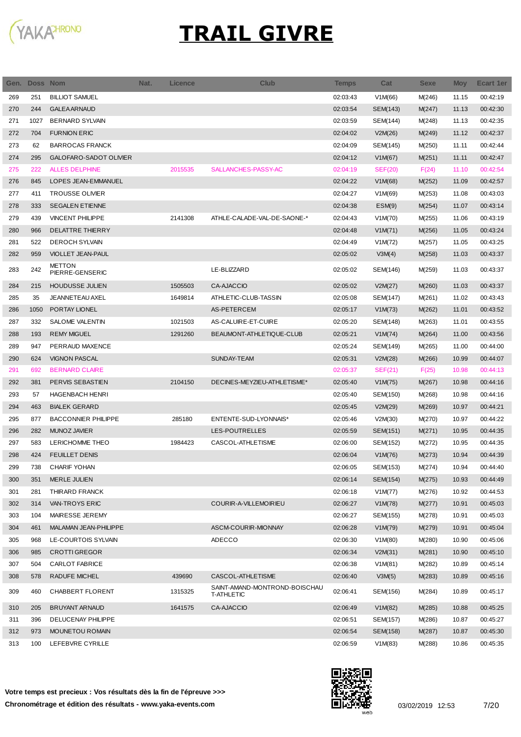# TRAIL GIVRE

| Gen. | Doss | Nom | Nat. | Licence | Club | Temps | Cat | Sexe | Moy | Ecart 1er |
|---|---|---|---|---|---|---|---|---|---|---|
| 269 | 251 | BILLIOT SAMUEL | | | | 02:03:43 | V1M(66) | M(246) | 11.15 | 00:42:19 |
| 270 | 244 | GALEA ARNAUD | | | | 02:03:54 | SEM(143) | M(247) | 11.13 | 00:42:30 |
| 271 | 1027 | BERNARD SYLVAIN | | | | 02:03:59 | SEM(144) | M(248) | 11.13 | 00:42:35 |
| 272 | 704 | FURNION ERIC | | | | 02:04:02 | V2M(26) | M(249) | 11.12 | 00:42:37 |
| 273 | 62 | BARROCAS FRANCK | | | | 02:04:09 | SEM(145) | M(250) | 11.11 | 00:42:44 |
| 274 | 295 | GALOFARO-SADOT OLIVIER | | | | 02:04:12 | V1M(67) | M(251) | 11.11 | 00:42:47 |
| 275 | 222 | ALLES DELPHINE | | 2015535 | SALLANCHES-PASSY-AC | 02:04:19 | SEF(20) | F(24) | 11.10 | 00:42:54 |
| 276 | 845 | LOPES JEAN-EMMANUEL | | | | 02:04:22 | V1M(68) | M(252) | 11.09 | 00:42:57 |
| 277 | 411 | TROUSSE OLIVIER | | | | 02:04:27 | V1M(69) | M(253) | 11.08 | 00:43:03 |
| 278 | 333 | SEGALEN ETIENNE | | | | 02:04:38 | ESM(9) | M(254) | 11.07 | 00:43:14 |
| 279 | 439 | VINCENT PHILIPPE | | 2141308 | ATHLE-CALADE-VAL-DE-SAONE-* | 02:04:43 | V1M(70) | M(255) | 11.06 | 00:43:19 |
| 280 | 966 | DELATTRE THIERRY | | | | 02:04:48 | V1M(71) | M(256) | 11.05 | 00:43:24 |
| 281 | 522 | DEROCH SYLVAIN | | | | 02:04:49 | V1M(72) | M(257) | 11.05 | 00:43:25 |
| 282 | 959 | VIOLLET JEAN-PAUL | | | | 02:05:02 | V3M(4) | M(258) | 11.03 | 00:43:37 |
| 283 | 242 | METTON PIERRE-GENSERIC | | | LE-BLIZZARD | 02:05:02 | SEM(146) | M(259) | 11.03 | 00:43:37 |
| 284 | 215 | HOUDUSSE JULIEN | | 1505503 | CA-AJACCIO | 02:05:02 | V2M(27) | M(260) | 11.03 | 00:43:37 |
| 285 | 35 | JEANNETEAU AXEL | | 1649814 | ATHLETIC-CLUB-TASSIN | 02:05:08 | SEM(147) | M(261) | 11.02 | 00:43:43 |
| 286 | 1050 | PORTAY LIONEL | | | AS-PETERCEM | 02:05:17 | V1M(73) | M(262) | 11.01 | 00:43:52 |
| 287 | 332 | SALOME VALENTIN | | 1021503 | AS-CALUIRE-ET-CUIRE | 02:05:20 | SEM(148) | M(263) | 11.01 | 00:43:55 |
| 288 | 193 | REMY MIGUEL | | 1291260 | BEAUMONT-ATHLETIQUE-CLUB | 02:05:21 | V1M(74) | M(264) | 11.00 | 00:43:56 |
| 289 | 947 | PERRAUD MAXENCE | | | | 02:05:24 | SEM(149) | M(265) | 11.00 | 00:44:00 |
| 290 | 624 | VIGNON PASCAL | | | SUNDAY-TEAM | 02:05:31 | V2M(28) | M(266) | 10.99 | 00:44:07 |
| 291 | 692 | BERNARD CLAIRE | | | | 02:05:37 | SEF(21) | F(25) | 10.98 | 00:44:13 |
| 292 | 381 | PERVIS SEBASTIEN | | 2104150 | DECINES-MEYZIEU-ATHLETISME* | 02:05:40 | V1M(75) | M(267) | 10.98 | 00:44:16 |
| 293 | 57 | HAGENBACH HENRI | | | | 02:05:40 | SEM(150) | M(268) | 10.98 | 00:44:16 |
| 294 | 463 | BIALEK GERARD | | | | 02:05:45 | V2M(29) | M(269) | 10.97 | 00:44:21 |
| 295 | 877 | BACCONNIER PHILIPPE | | 285180 | ENTENTE-SUD-LYONNAIS* | 02:05:46 | V2M(30) | M(270) | 10.97 | 00:44:22 |
| 296 | 282 | MUNOZ JAVIER | | | LES-POUTRELLES | 02:05:59 | SEM(151) | M(271) | 10.95 | 00:44:35 |
| 297 | 583 | LERICHOMME THEO | | 1984423 | CASCOL-ATHLETISME | 02:06:00 | SEM(152) | M(272) | 10.95 | 00:44:35 |
| 298 | 424 | FEUILLET DENIS | | | | 02:06:04 | V1M(76) | M(273) | 10.94 | 00:44:39 |
| 299 | 738 | CHARIF YOHAN | | | | 02:06:05 | SEM(153) | M(274) | 10.94 | 00:44:40 |
| 300 | 351 | MERLE JULIEN | | | | 02:06:14 | SEM(154) | M(275) | 10.93 | 00:44:49 |
| 301 | 281 | THIRARD FRANCK | | | | 02:06:18 | V1M(77) | M(276) | 10.92 | 00:44:53 |
| 302 | 314 | VAN-TROYS ERIC | | | COURIR-A-VILLEMOIRIEU | 02:06:27 | V1M(78) | M(277) | 10.91 | 00:45:03 |
| 303 | 104 | MAIRESSE JEREMY | | | | 02:06:27 | SEM(155) | M(278) | 10.91 | 00:45:03 |
| 304 | 461 | MALAMAN JEAN-PHILIPPE | | | ASCM-COURIR-MIONNAY | 02:06:28 | V1M(79) | M(279) | 10.91 | 00:45:04 |
| 305 | 968 | LE-COURTOIS SYLVAIN | | | ADECCO | 02:06:30 | V1M(80) | M(280) | 10.90 | 00:45:06 |
| 306 | 985 | CROTTI GREGOR | | | | 02:06:34 | V2M(31) | M(281) | 10.90 | 00:45:10 |
| 307 | 504 | CARLOT FABRICE | | | | 02:06:38 | V1M(81) | M(282) | 10.89 | 00:45:14 |
| 308 | 578 | RADUFE MICHEL | | 439690 | CASCOL-ATHLETISME | 02:06:40 | V3M(5) | M(283) | 10.89 | 00:45:16 |
| 309 | 460 | CHABBERT FLORENT | | 1315325 | SAINT-AMAND-MONTROND-BOISCHAU T-ATHLETIC | 02:06:41 | SEM(156) | M(284) | 10.89 | 00:45:17 |
| 310 | 205 | BRUYANT ARNAUD | | 1641575 | CA-AJACCIO | 02:06:49 | V1M(82) | M(285) | 10.88 | 00:45:25 |
| 311 | 396 | DELUCENAY PHILIPPE | | | | 02:06:51 | SEM(157) | M(286) | 10.87 | 00:45:27 |
| 312 | 973 | MOUNETOU ROMAIN | | | | 02:06:54 | SEM(158) | M(287) | 10.87 | 00:45:30 |
| 313 | 100 | LEFEBVRE CYRILLE | | | | 02:06:59 | V1M(83) | M(288) | 10.86 | 00:45:35 |

**Votre temps est precieux : Vos résultats dès la fin de l'épreuve >>>**

**Chronométrage et édition des résultats - www.yaka-events.com**

03/02/2019 12:53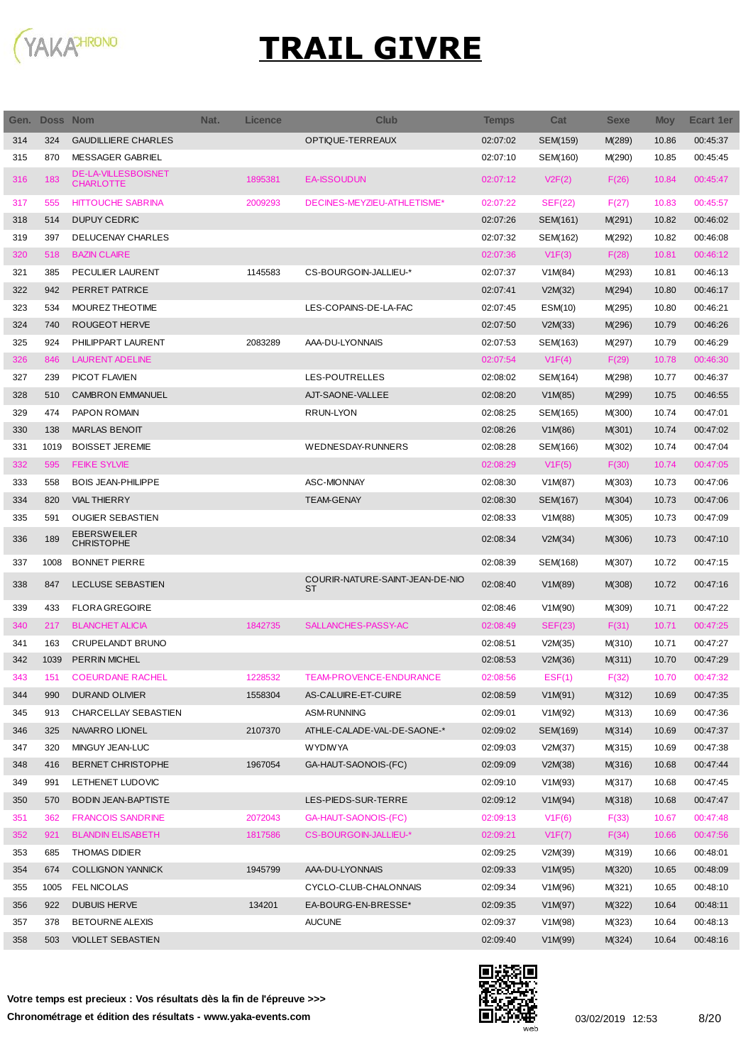# TRAIL GIVRE

| Gen. | Doss | Nom | Nat. | Licence | Club | Temps | Cat | Sexe | Moy | Ecart 1er |
|---|---|---|---|---|---|---|---|---|---|---|
| 314 | 324 | GAUDILLIERE CHARLES | | | OPTIQUE-TERREAUX | 02:07:02 | SEM(159) | M(289) | 10.86 | 00:45:37 |
| 315 | 870 | MESSAGER GABRIEL | | | | 02:07:10 | SEM(160) | M(290) | 10.85 | 00:45:45 |
| 316 | 183 | DE-LA-VILLESBOISNET CHARLOTTE | | 1895381 | EA-ISSOUDUN | 02:07:12 | V2F(2) | F(26) | 10.84 | 00:45:47 |
| 317 | 555 | HITTOUCHE SABRINA | | 2009293 | DECINES-MEYZIEU-ATHLETISME* | 02:07:22 | SEF(22) | F(27) | 10.83 | 00:45:57 |
| 318 | 514 | DUPUY CEDRIC | | | | 02:07:26 | SEM(161) | M(291) | 10.82 | 00:46:02 |
| 319 | 397 | DELUCENAY CHARLES | | | | 02:07:32 | SEM(162) | M(292) | 10.82 | 00:46:08 |
| 320 | 518 | BAZIN CLAIRE | | | | 02:07:36 | V1F(3) | F(28) | 10.81 | 00:46:12 |
| 321 | 385 | PECULIER LAURENT | | 1145583 | CS-BOURGOIN-JALLIEU-* | 02:07:37 | V1M(84) | M(293) | 10.81 | 00:46:13 |
| 322 | 942 | PERRET PATRICE | | | | 02:07:41 | V2M(32) | M(294) | 10.80 | 00:46:17 |
| 323 | 534 | MOUREZ THEOTIME | | | LES-COPAINS-DE-LA-FAC | 02:07:45 | ESM(10) | M(295) | 10.80 | 00:46:21 |
| 324 | 740 | ROUGEOT HERVE | | | | 02:07:50 | V2M(33) | M(296) | 10.79 | 00:46:26 |
| 325 | 924 | PHILIPPART LAURENT | | 2083289 | AAA-DU-LYONNAIS | 02:07:53 | SEM(163) | M(297) | 10.79 | 00:46:29 |
| 326 | 846 | LAURENT ADELINE | | | | 02:07:54 | V1F(4) | F(29) | 10.78 | 00:46:30 |
| 327 | 239 | PICOT FLAVIEN | | | LES-POUTRELLES | 02:08:02 | SEM(164) | M(298) | 10.77 | 00:46:37 |
| 328 | 510 | CAMBRON EMMANUEL | | | AJT-SAONE-VALLEE | 02:08:20 | V1M(85) | M(299) | 10.75 | 00:46:55 |
| 329 | 474 | PAPON ROMAIN | | | RRUN-LYON | 02:08:25 | SEM(165) | M(300) | 10.74 | 00:47:01 |
| 330 | 138 | MARLAS BENOIT | | | | 02:08:26 | V1M(86) | M(301) | 10.74 | 00:47:02 |
| 331 | 1019 | BOISSET JEREMIE | | | WEDNESDAY-RUNNERS | 02:08:28 | SEM(166) | M(302) | 10.74 | 00:47:04 |
| 332 | 595 | FEIKE SYLVIE | | | | 02:08:29 | V1F(5) | F(30) | 10.74 | 00:47:05 |
| 333 | 558 | BOIS JEAN-PHILIPPE | | | ASC-MIONNAY | 02:08:30 | V1M(87) | M(303) | 10.73 | 00:47:06 |
| 334 | 820 | VIAL THIERRY | | | TEAM-GENAY | 02:08:30 | SEM(167) | M(304) | 10.73 | 00:47:06 |
| 335 | 591 | OUGIER SEBASTIEN | | | | 02:08:33 | V1M(88) | M(305) | 10.73 | 00:47:09 |
| 336 | 189 | EBERSWEILER CHRISTOPHE | | | | 02:08:34 | V2M(34) | M(306) | 10.73 | 00:47:10 |
| 337 | 1008 | BONNET PIERRE | | | | 02:08:39 | SEM(168) | M(307) | 10.72 | 00:47:15 |
| 338 | 847 | LECLUSE SEBASTIEN | | | COURIR-NATURE-SAINT-JEAN-DE-NIOST | 02:08:40 | V1M(89) | M(308) | 10.72 | 00:47:16 |
| 339 | 433 | FLORA GREGOIRE | | | | 02:08:46 | V1M(90) | M(309) | 10.71 | 00:47:22 |
| 340 | 217 | BLANCHET ALICIA | | 1842735 | SALLANCHES-PASSY-AC | 02:08:49 | SEF(23) | F(31) | 10.71 | 00:47:25 |
| 341 | 163 | CRUPELANDT BRUNO | | | | 02:08:51 | V2M(35) | M(310) | 10.71 | 00:47:27 |
| 342 | 1039 | PERRIN MICHEL | | | | 02:08:53 | V2M(36) | M(311) | 10.70 | 00:47:29 |
| 343 | 151 | COEURDANE RACHEL | | 1228532 | TEAM-PROVENCE-ENDURANCE | 02:08:56 | ESF(1) | F(32) | 10.70 | 00:47:32 |
| 344 | 990 | DURAND OLIVIER | | 1558304 | AS-CALUIRE-ET-CUIRE | 02:08:59 | V1M(91) | M(312) | 10.69 | 00:47:35 |
| 345 | 913 | CHARCELLAY SEBASTIEN | | | ASM-RUNNING | 02:09:01 | V1M(92) | M(313) | 10.69 | 00:47:36 |
| 346 | 325 | NAVARRO LIONEL | | 2107370 | ATHLE-CALADE-VAL-DE-SAONE-* | 02:09:02 | SEM(169) | M(314) | 10.69 | 00:47:37 |
| 347 | 320 | MINGUY JEAN-LUC | | | WYDIWYA | 02:09:03 | V2M(37) | M(315) | 10.69 | 00:47:38 |
| 348 | 416 | BERNET CHRISTOPHE | | 1967054 | GA-HAUT-SAONOIS-(FC) | 02:09:09 | V2M(38) | M(316) | 10.68 | 00:47:44 |
| 349 | 991 | LETHENET LUDOVIC | | | | 02:09:10 | V1M(93) | M(317) | 10.68 | 00:47:45 |
| 350 | 570 | BODIN JEAN-BAPTISTE | | | LES-PIEDS-SUR-TERRE | 02:09:12 | V1M(94) | M(318) | 10.68 | 00:47:47 |
| 351 | 362 | FRANCOIS SANDRINE | | 2072043 | GA-HAUT-SAONOIS-(FC) | 02:09:13 | V1F(6) | F(33) | 10.67 | 00:47:48 |
| 352 | 921 | BLANDIN ELISABETH | | 1817586 | CS-BOURGOIN-JALLIEU-* | 02:09:21 | V1F(7) | F(34) | 10.66 | 00:47:56 |
| 353 | 685 | THOMAS DIDIER | | | | 02:09:25 | V2M(39) | M(319) | 10.66 | 00:48:01 |
| 354 | 674 | COLLIGNON YANNICK | | 1945799 | AAA-DU-LYONNAIS | 02:09:33 | V1M(95) | M(320) | 10.65 | 00:48:09 |
| 355 | 1005 | FEL NICOLAS | | | CYCLO-CLUB-CHALONNAIS | 02:09:34 | V1M(96) | M(321) | 10.65 | 00:48:10 |
| 356 | 922 | DUBUIS HERVE | | 134201 | EA-BOURG-EN-BRESSE* | 02:09:35 | V1M(97) | M(322) | 10.64 | 00:48:11 |
| 357 | 378 | BETOURNE ALEXIS | | | AUCUNE | 02:09:37 | V1M(98) | M(323) | 10.64 | 00:48:13 |
| 358 | 503 | VIOLLET SEBASTIEN | | | | 02:09:40 | V1M(99) | M(324) | 10.64 | 00:48:16 |

**Votre temps est precieux : Vos résultats dès la fin de l'épreuve >>>**

**Chronométrage et édition des résultats - www.yaka-events.com**

03/02/2019 12:53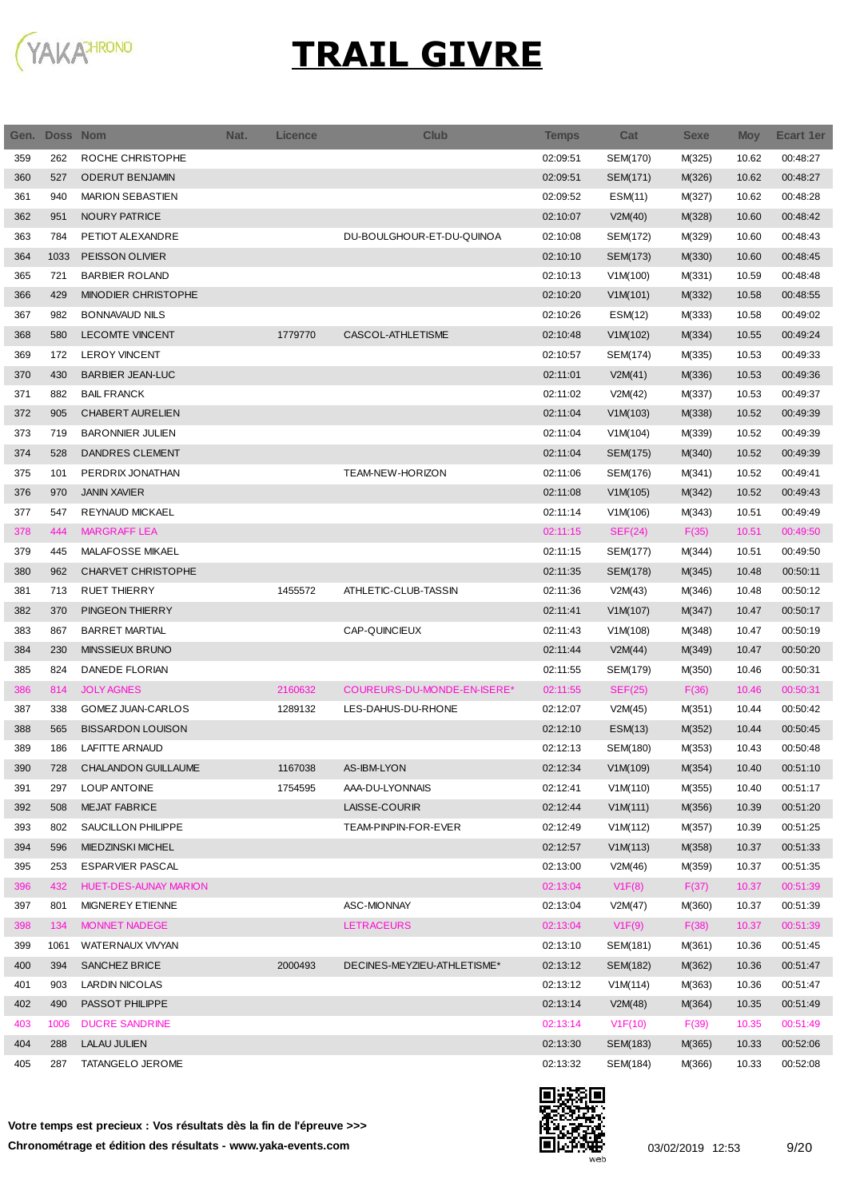# TRAIL GIVRE

| Gen. | Doss | Nom | Nat. | Licence | Club | Temps | Cat | Sexe | Moy | Ecart 1er |
|---|---|---|---|---|---|---|---|---|---|---|
| 359 | 262 | ROCHE CHRISTOPHE | | | | 02:09:51 | SEM(170) | M(325) | 10.62 | 00:48:27 |
| 360 | 527 | ODERUT BENJAMIN | | | | 02:09:51 | SEM(171) | M(326) | 10.62 | 00:48:27 |
| 361 | 940 | MARION SEBASTIEN | | | | 02:09:52 | ESM(11) | M(327) | 10.62 | 00:48:28 |
| 362 | 951 | NOURY PATRICE | | | | 02:10:07 | V2M(40) | M(328) | 10.60 | 00:48:42 |
| 363 | 784 | PETIOT ALEXANDRE | | | DU-BOULGHOUR-ET-DU-QUINOA | 02:10:08 | SEM(172) | M(329) | 10.60 | 00:48:43 |
| 364 | 1033 | PEISSON OLIVIER | | | | 02:10:10 | SEM(173) | M(330) | 10.60 | 00:48:45 |
| 365 | 721 | BARBIER ROLAND | | | | 02:10:13 | V1M(100) | M(331) | 10.59 | 00:48:48 |
| 366 | 429 | MINODIER CHRISTOPHE | | | | 02:10:20 | V1M(101) | M(332) | 10.58 | 00:48:55 |
| 367 | 982 | BONNAVAUD NILS | | | | 02:10:26 | ESM(12) | M(333) | 10.58 | 00:49:02 |
| 368 | 580 | LECOMTE VINCENT | | 1779770 | CASCOL-ATHLETISME | 02:10:48 | V1M(102) | M(334) | 10.55 | 00:49:24 |
| 369 | 172 | LEROY VINCENT | | | | 02:10:57 | SEM(174) | M(335) | 10.53 | 00:49:33 |
| 370 | 430 | BARBIER JEAN-LUC | | | | 02:11:01 | V2M(41) | M(336) | 10.53 | 00:49:36 |
| 371 | 882 | BAIL FRANCK | | | | 02:11:02 | V2M(42) | M(337) | 10.53 | 00:49:37 |
| 372 | 905 | CHABERT AURELIEN | | | | 02:11:04 | V1M(103) | M(338) | 10.52 | 00:49:39 |
| 373 | 719 | BARONNIER JULIEN | | | | 02:11:04 | V1M(104) | M(339) | 10.52 | 00:49:39 |
| 374 | 528 | DANDRES CLEMENT | | | | 02:11:04 | SEM(175) | M(340) | 10.52 | 00:49:39 |
| 375 | 101 | PERDRIX JONATHAN | | | TEAM-NEW-HORIZON | 02:11:06 | SEM(176) | M(341) | 10.52 | 00:49:41 |
| 376 | 970 | JANIN XAVIER | | | | 02:11:08 | V1M(105) | M(342) | 10.52 | 00:49:43 |
| 377 | 547 | REYNAUD MICKAEL | | | | 02:11:14 | V1M(106) | M(343) | 10.51 | 00:49:49 |
| 378 | 444 | MARGRAFF LEA | | | | 02:11:15 | SEF(24) | F(35) | 10.51 | 00:49:50 |
| 379 | 445 | MALAFOSSE MIKAEL | | | | 02:11:15 | SEM(177) | M(344) | 10.51 | 00:49:50 |
| 380 | 962 | CHARVET CHRISTOPHE | | | | 02:11:35 | SEM(178) | M(345) | 10.48 | 00:50:11 |
| 381 | 713 | RUET THIERRY | | 1455572 | ATHLETIC-CLUB-TASSIN | 02:11:36 | V2M(43) | M(346) | 10.48 | 00:50:12 |
| 382 | 370 | PINGEON THIERRY | | | | 02:11:41 | V1M(107) | M(347) | 10.47 | 00:50:17 |
| 383 | 867 | BARRET MARTIAL | | | CAP-QUINCIEUX | 02:11:43 | V1M(108) | M(348) | 10.47 | 00:50:19 |
| 384 | 230 | MINSSIEUX BRUNO | | | | 02:11:44 | V2M(44) | M(349) | 10.47 | 00:50:20 |
| 385 | 824 | DANEDE FLORIAN | | | | 02:11:55 | SEM(179) | M(350) | 10.46 | 00:50:31 |
| 386 | 814 | JOLY AGNES | | 2160632 | COUREURS-DU-MONDE-EN-ISERE* | 02:11:55 | SEF(25) | F(36) | 10.46 | 00:50:31 |
| 387 | 338 | GOMEZ JUAN-CARLOS | | 1289132 | LES-DAHUS-DU-RHONE | 02:12:07 | V2M(45) | M(351) | 10.44 | 00:50:42 |
| 388 | 565 | BISSARDON LOUISON | | | | 02:12:10 | ESM(13) | M(352) | 10.44 | 00:50:45 |
| 389 | 186 | LAFITTE ARNAUD | | | | 02:12:13 | SEM(180) | M(353) | 10.43 | 00:50:48 |
| 390 | 728 | CHALANDON GUILLAUME | | 1167038 | AS-IBM-LYON | 02:12:34 | V1M(109) | M(354) | 10.40 | 00:51:10 |
| 391 | 297 | LOUP ANTOINE | | 1754595 | AAA-DU-LYONNAIS | 02:12:41 | V1M(110) | M(355) | 10.40 | 00:51:17 |
| 392 | 508 | MEJAT FABRICE | | | LAISSE-COURIR | 02:12:44 | V1M(111) | M(356) | 10.39 | 00:51:20 |
| 393 | 802 | SAUCILLON PHILIPPE | | | TEAM-PINPIN-FOR-EVER | 02:12:49 | V1M(112) | M(357) | 10.39 | 00:51:25 |
| 394 | 596 | MIEDZINSKI MICHEL | | | | 02:12:57 | V1M(113) | M(358) | 10.37 | 00:51:33 |
| 395 | 253 | ESPARVIER PASCAL | | | | 02:13:00 | V2M(46) | M(359) | 10.37 | 00:51:35 |
| 396 | 432 | HUET-DES-AUNAY MARION | | | | 02:13:04 | V1F(8) | F(37) | 10.37 | 00:51:39 |
| 397 | 801 | MIGNEREY ETIENNE | | | ASC-MIONNAY | 02:13:04 | V2M(47) | M(360) | 10.37 | 00:51:39 |
| 398 | 134 | MONNET NADEGE | | | LETRACEURS | 02:13:04 | V1F(9) | F(38) | 10.37 | 00:51:39 |
| 399 | 1061 | WATERNAUX VIVYAN | | | | 02:13:10 | SEM(181) | M(361) | 10.36 | 00:51:45 |
| 400 | 394 | SANCHEZ BRICE | | 2000493 | DECINES-MEYZIEU-ATHLETISME* | 02:13:12 | SEM(182) | M(362) | 10.36 | 00:51:47 |
| 401 | 903 | LARDIN NICOLAS | | | | 02:13:12 | V1M(114) | M(363) | 10.36 | 00:51:47 |
| 402 | 490 | PASSOT PHILIPPE | | | | 02:13:14 | V2M(48) | M(364) | 10.35 | 00:51:49 |
| 403 | 1006 | DUCRE SANDRINE | | | | 02:13:14 | V1F(10) | F(39) | 10.35 | 00:51:49 |
| 404 | 288 | LALAU JULIEN | | | | 02:13:30 | SEM(183) | M(365) | 10.33 | 00:52:06 |
| 405 | 287 | TATANGELO JEROME | | | | 02:13:32 | SEM(184) | M(366) | 10.33 | 00:52:08 |

**Votre temps est precieux : Vos résultats dès la fin de l'épreuve >>>**

**Chronométrage et édition des résultats - www.yaka-events.com**

03/02/2019 12:53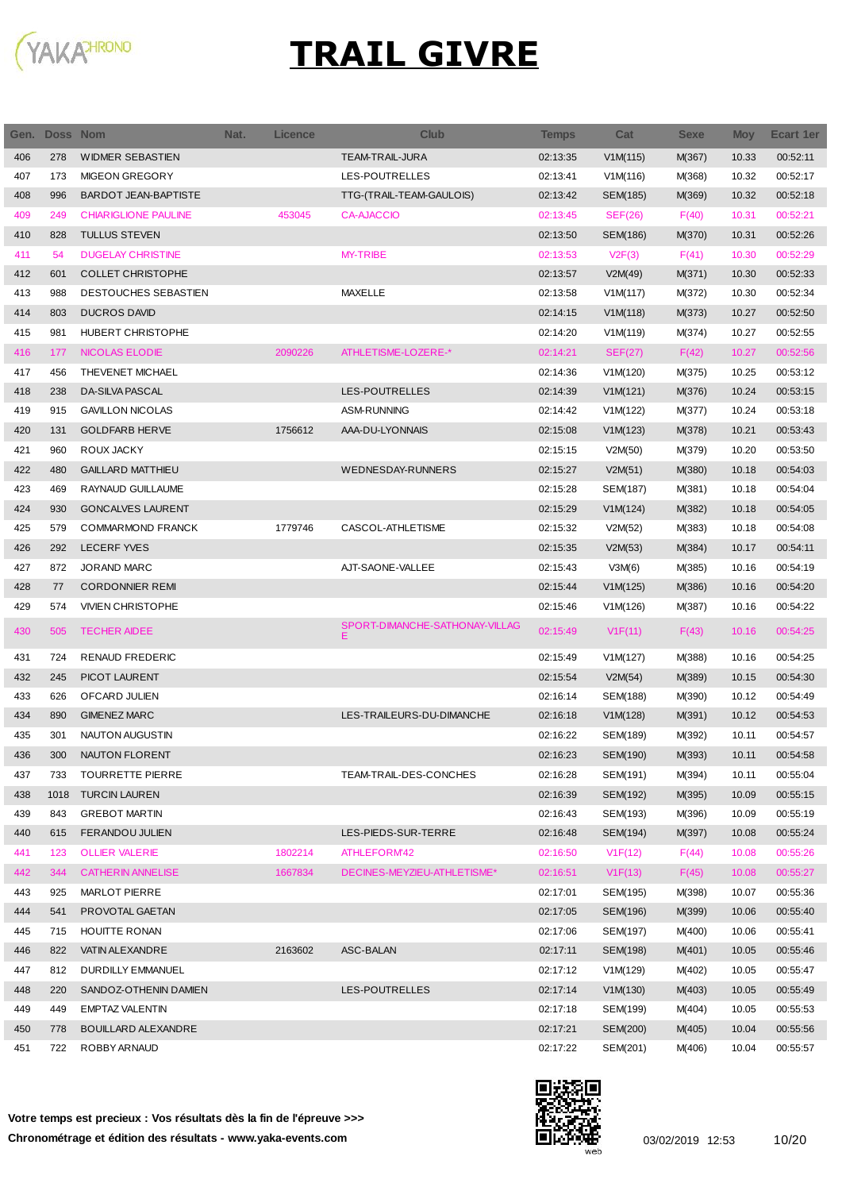# TRAIL GIVRE

| Gen. | Doss | Nom | Nat. | Licence | Club | Temps | Cat | Sexe | Moy | Ecart 1er |
|---|---|---|---|---|---|---|---|---|---|---|
| 406 | 278 | WIDMER SEBASTIEN | | | TEAM-TRAIL-JURA | 02:13:35 | V1M(115) | M(367) | 10.33 | 00:52:11 |
| 407 | 173 | MIGEON GREGORY | | | LES-POUTRELLES | 02:13:41 | V1M(116) | M(368) | 10.32 | 00:52:17 |
| 408 | 996 | BARDOT JEAN-BAPTISTE | | | TTG-(TRAIL-TEAM-GAULOIS) | 02:13:42 | SEM(185) | M(369) | 10.32 | 00:52:18 |
| 409 | 249 | CHIARIGLIONE PAULINE | | 453045 | CA-AJACCIO | 02:13:45 | SEF(26) | F(40) | 10.31 | 00:52:21 |
| 410 | 828 | TULLUS STEVEN | | | | 02:13:50 | SEM(186) | M(370) | 10.31 | 00:52:26 |
| 411 | 54 | DUGELAY CHRISTINE | | | MY-TRIBE | 02:13:53 | V2F(3) | F(41) | 10.30 | 00:52:29 |
| 412 | 601 | COLLET CHRISTOPHE | | | | 02:13:57 | V2M(49) | M(371) | 10.30 | 00:52:33 |
| 413 | 988 | DESTOUCHES SEBASTIEN | | | MAXELLE | 02:13:58 | V1M(117) | M(372) | 10.30 | 00:52:34 |
| 414 | 803 | DUCROS DAVID | | | | 02:14:15 | V1M(118) | M(373) | 10.27 | 00:52:50 |
| 415 | 981 | HUBERT CHRISTOPHE | | | | 02:14:20 | V1M(119) | M(374) | 10.27 | 00:52:55 |
| 416 | 177 | NICOLAS ELODIE | | 2090226 | ATHLETISME-LOZERE-* | 02:14:21 | SEF(27) | F(42) | 10.27 | 00:52:56 |
| 417 | 456 | THEVENET MICHAEL | | | | 02:14:36 | V1M(120) | M(375) | 10.25 | 00:53:12 |
| 418 | 238 | DA-SILVA PASCAL | | | LES-POUTRELLES | 02:14:39 | V1M(121) | M(376) | 10.24 | 00:53:15 |
| 419 | 915 | GAVILLON NICOLAS | | | ASM-RUNNING | 02:14:42 | V1M(122) | M(377) | 10.24 | 00:53:18 |
| 420 | 131 | GOLDFARB HERVE | | 1756612 | AAA-DU-LYONNAIS | 02:15:08 | V1M(123) | M(378) | 10.21 | 00:53:43 |
| 421 | 960 | ROUX JACKY | | | | 02:15:15 | V2M(50) | M(379) | 10.20 | 00:53:50 |
| 422 | 480 | GAILLARD MATTHIEU | | | WEDNESDAY-RUNNERS | 02:15:27 | V2M(51) | M(380) | 10.18 | 00:54:03 |
| 423 | 469 | RAYNAUD GUILLAUME | | | | 02:15:28 | SEM(187) | M(381) | 10.18 | 00:54:04 |
| 424 | 930 | GONCALVES LAURENT | | | | 02:15:29 | V1M(124) | M(382) | 10.18 | 00:54:05 |
| 425 | 579 | COMMARMOND FRANCK | | 1779746 | CASCOL-ATHLETISME | 02:15:32 | V2M(52) | M(383) | 10.18 | 00:54:08 |
| 426 | 292 | LECERF YVES | | | | 02:15:35 | V2M(53) | M(384) | 10.17 | 00:54:11 |
| 427 | 872 | JORAND MARC | | | AJT-SAONE-VALLEE | 02:15:43 | V3M(6) | M(385) | 10.16 | 00:54:19 |
| 428 | 77 | CORDONNIER REMI | | | | 02:15:44 | V1M(125) | M(386) | 10.16 | 00:54:20 |
| 429 | 574 | VIVIEN CHRISTOPHE | | | | 02:15:46 | V1M(126) | M(387) | 10.16 | 00:54:22 |
| 430 | 505 | TECHER AIDEE | | | SPORT-DIMANCHE-SATHONAY-VILLAGE | 02:15:49 | V1F(11) | F(43) | 10.16 | 00:54:25 |
| 431 | 724 | RENAUD FREDERIC | | | | 02:15:49 | V1M(127) | M(388) | 10.16 | 00:54:25 |
| 432 | 245 | PICOT LAURENT | | | | 02:15:54 | V2M(54) | M(389) | 10.15 | 00:54:30 |
| 433 | 626 | OFCARD JULIEN | | | | 02:16:14 | SEM(188) | M(390) | 10.12 | 00:54:49 |
| 434 | 890 | GIMENEZ MARC | | | LES-TRAILEURS-DU-DIMANCHE | 02:16:18 | V1M(128) | M(391) | 10.12 | 00:54:53 |
| 435 | 301 | NAUTON AUGUSTIN | | | | 02:16:22 | SEM(189) | M(392) | 10.11 | 00:54:57 |
| 436 | 300 | NAUTON FLORENT | | | | 02:16:23 | SEM(190) | M(393) | 10.11 | 00:54:58 |
| 437 | 733 | TOURRETTE PIERRE | | | TEAM-TRAIL-DES-CONCHES | 02:16:28 | SEM(191) | M(394) | 10.11 | 00:55:04 |
| 438 | 1018 | TURCIN LAUREN | | | | 02:16:39 | SEM(192) | M(395) | 10.09 | 00:55:15 |
| 439 | 843 | GREBOT MARTIN | | | | 02:16:43 | SEM(193) | M(396) | 10.09 | 00:55:19 |
| 440 | 615 | FERANDOU JULIEN | | | LES-PIEDS-SUR-TERRE | 02:16:48 | SEM(194) | M(397) | 10.08 | 00:55:24 |
| 441 | 123 | OLLIER VALERIE | | 1802214 | ATHLEFORM'42 | 02:16:50 | V1F(12) | F(44) | 10.08 | 00:55:26 |
| 442 | 344 | CATHERIN ANNELISE | | 1667834 | DECINES-MEYZIEU-ATHLETISME* | 02:16:51 | V1F(13) | F(45) | 10.08 | 00:55:27 |
| 443 | 925 | MARLOT PIERRE | | | | 02:17:01 | SEM(195) | M(398) | 10.07 | 00:55:36 |
| 444 | 541 | PROVOTAL GAETAN | | | | 02:17:05 | SEM(196) | M(399) | 10.06 | 00:55:40 |
| 445 | 715 | HOUITTE RONAN | | | | 02:17:06 | SEM(197) | M(400) | 10.06 | 00:55:41 |
| 446 | 822 | VATIN ALEXANDRE | | 2163602 | ASC-BALAN | 02:17:11 | SEM(198) | M(401) | 10.05 | 00:55:46 |
| 447 | 812 | DURDILLY EMMANUEL | | | | 02:17:12 | V1M(129) | M(402) | 10.05 | 00:55:47 |
| 448 | 220 | SANDOZ-OTHENIN DAMIEN | | | LES-POUTRELLES | 02:17:14 | V1M(130) | M(403) | 10.05 | 00:55:49 |
| 449 | 449 | EMPTAZ VALENTIN | | | | 02:17:18 | SEM(199) | M(404) | 10.05 | 00:55:53 |
| 450 | 778 | BOUILLARD ALEXANDRE | | | | 02:17:21 | SEM(200) | M(405) | 10.04 | 00:55:56 |
| 451 | 722 | ROBBY ARNAUD | | | | 02:17:22 | SEM(201) | M(406) | 10.04 | 00:55:57 |

**Votre temps est precieux : Vos résultats dès la fin de l'épreuve >>>**

**Chronométrage et édition des résultats - www.yaka-events.com**

03/02/2019 12:53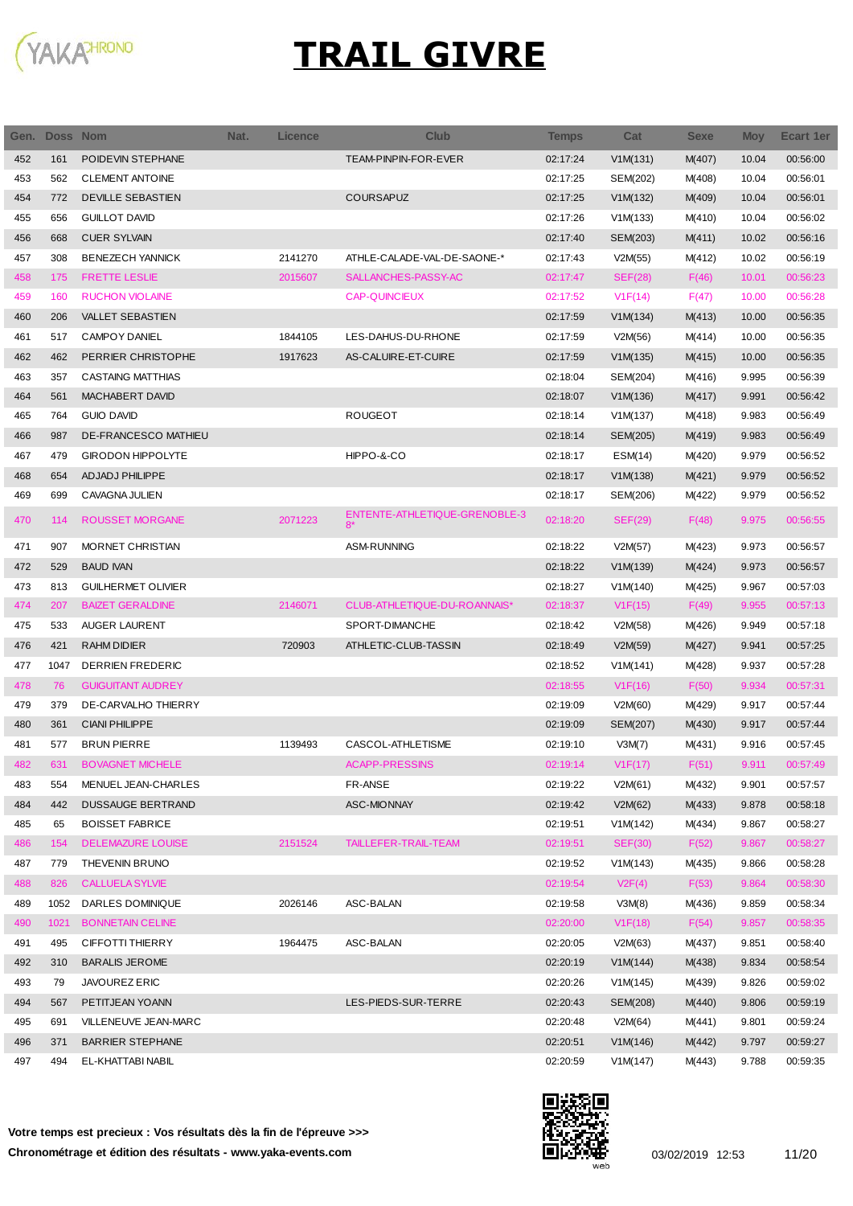# TRAIL GIVRE

| Gen. | Doss | Nom | Nat. | Licence | Club | Temps | Cat | Sexe | Moy | Ecart 1er |
|---|---|---|---|---|---|---|---|---|---|---|
| 452 | 161 | POIDEVIN STEPHANE | | | TEAM-PINPIN-FOR-EVER | 02:17:24 | V1M(131) | M(407) | 10.04 | 00:56:00 |
| 453 | 562 | CLEMENT ANTOINE | | | | 02:17:25 | SEM(202) | M(408) | 10.04 | 00:56:01 |
| 454 | 772 | DEVILLE SEBASTIEN | | | COURSAPUZ | 02:17:25 | V1M(132) | M(409) | 10.04 | 00:56:01 |
| 455 | 656 | GUILLOT DAVID | | | | 02:17:26 | V1M(133) | M(410) | 10.04 | 00:56:02 |
| 456 | 668 | CUER SYLVAIN | | | | 02:17:40 | SEM(203) | M(411) | 10.02 | 00:56:16 |
| 457 | 308 | BENEZECH YANNICK | | 2141270 | ATHLE-CALADE-VAL-DE-SAONE-* | 02:17:43 | V2M(55) | M(412) | 10.02 | 00:56:19 |
| 458 | 175 | FRETTE LESLIE | | 2015607 | SALLANCHES-PASSY-AC | 02:17:47 | SEF(28) | F(46) | 10.01 | 00:56:23 |
| 459 | 160 | RUCHON VIOLAINE | | | CAP-QUINCIEUX | 02:17:52 | V1F(14) | F(47) | 10.00 | 00:56:28 |
| 460 | 206 | VALLET SEBASTIEN | | | | 02:17:59 | V1M(134) | M(413) | 10.00 | 00:56:35 |
| 461 | 517 | CAMPOY DANIEL | | 1844105 | LES-DAHUS-DU-RHONE | 02:17:59 | V2M(56) | M(414) | 10.00 | 00:56:35 |
| 462 | 462 | PERRIER CHRISTOPHE | | 1917623 | AS-CALUIRE-ET-CUIRE | 02:17:59 | V1M(135) | M(415) | 10.00 | 00:56:35 |
| 463 | 357 | CASTAING MATTHIAS | | | | 02:18:04 | SEM(204) | M(416) | 9.995 | 00:56:39 |
| 464 | 561 | MACHABERT DAVID | | | | 02:18:07 | V1M(136) | M(417) | 9.991 | 00:56:42 |
| 465 | 764 | GUIO DAVID | | | ROUGEOT | 02:18:14 | V1M(137) | M(418) | 9.983 | 00:56:49 |
| 466 | 987 | DE-FRANCESCO MATHIEU | | | | 02:18:14 | SEM(205) | M(419) | 9.983 | 00:56:49 |
| 467 | 479 | GIRODON HIPPOLYTE | | | HIPPO-&-CO | 02:18:17 | ESM(14) | M(420) | 9.979 | 00:56:52 |
| 468 | 654 | ADJADJ PHILIPPE | | | | 02:18:17 | V1M(138) | M(421) | 9.979 | 00:56:52 |
| 469 | 699 | CAVAGNA JULIEN | | | | 02:18:17 | SEM(206) | M(422) | 9.979 | 00:56:52 |
| 470 | 114 | ROUSSET MORGANE | | 2071223 | ENTENTE-ATHLETIQUE-GRENOBLE-38* | 02:18:20 | SEF(29) | F(48) | 9.975 | 00:56:55 |
| 471 | 907 | MORNET CHRISTIAN | | | ASM-RUNNING | 02:18:22 | V2M(57) | M(423) | 9.973 | 00:56:57 |
| 472 | 529 | BAUD IVAN | | | | 02:18:22 | V1M(139) | M(424) | 9.973 | 00:56:57 |
| 473 | 813 | GUILHERMET OLIVIER | | | | 02:18:27 | V1M(140) | M(425) | 9.967 | 00:57:03 |
| 474 | 207 | BAIZET GERALDINE | | 2146071 | CLUB-ATHLETIQUE-DU-ROANNAIS* | 02:18:37 | V1F(15) | F(49) | 9.955 | 00:57:13 |
| 475 | 533 | AUGER LAURENT | | | SPORT-DIMANCHE | 02:18:42 | V2M(58) | M(426) | 9.949 | 00:57:18 |
| 476 | 421 | RAHM DIDIER | | 720903 | ATHLETIC-CLUB-TASSIN | 02:18:49 | V2M(59) | M(427) | 9.941 | 00:57:25 |
| 477 | 1047 | DERRIEN FREDERIC | | | | 02:18:52 | V1M(141) | M(428) | 9.937 | 00:57:28 |
| 478 | 76 | GUIGUITANT AUDREY | | | | 02:18:55 | V1F(16) | F(50) | 9.934 | 00:57:31 |
| 479 | 379 | DE-CARVALHO THIERRY | | | | 02:19:09 | V2M(60) | M(429) | 9.917 | 00:57:44 |
| 480 | 361 | CIANI PHILIPPE | | | | 02:19:09 | SEM(207) | M(430) | 9.917 | 00:57:44 |
| 481 | 577 | BRUN PIERRE | | 1139493 | CASCOL-ATHLETISME | 02:19:10 | V3M(7) | M(431) | 9.916 | 00:57:45 |
| 482 | 631 | BOVAGNET MICHELE | | | ACAPP-PRESSINS | 02:19:14 | V1F(17) | F(51) | 9.911 | 00:57:49 |
| 483 | 554 | MENUEL JEAN-CHARLES | | | FR-ANSE | 02:19:22 | V2M(61) | M(432) | 9.901 | 00:57:57 |
| 484 | 442 | DUSSAUGE BERTRAND | | | ASC-MIONNAY | 02:19:42 | V2M(62) | M(433) | 9.878 | 00:58:18 |
| 485 | 65 | BOISSET FABRICE | | | | 02:19:51 | V1M(142) | M(434) | 9.867 | 00:58:27 |
| 486 | 154 | DELEMAZURE LOUISE | | 2151524 | TAILLEFER-TRAIL-TEAM | 02:19:51 | SEF(30) | F(52) | 9.867 | 00:58:27 |
| 487 | 779 | THEVENIN BRUNO | | | | 02:19:52 | V1M(143) | M(435) | 9.866 | 00:58:28 |
| 488 | 826 | CALLUELA SYLVIE | | | | 02:19:54 | V2F(4) | F(53) | 9.864 | 00:58:30 |
| 489 | 1052 | DARLES DOMINIQUE | | 2026146 | ASC-BALAN | 02:19:58 | V3M(8) | M(436) | 9.859 | 00:58:34 |
| 490 | 1021 | BONNETAIN CELINE | | | | 02:20:00 | V1F(18) | F(54) | 9.857 | 00:58:35 |
| 491 | 495 | CIFFOTTI THIERRY | | 1964475 | ASC-BALAN | 02:20:05 | V2M(63) | M(437) | 9.851 | 00:58:40 |
| 492 | 310 | BARALIS JEROME | | | | 02:20:19 | V1M(144) | M(438) | 9.834 | 00:58:54 |
| 493 | 79 | JAVOUREZ ERIC | | | | 02:20:26 | V1M(145) | M(439) | 9.826 | 00:59:02 |
| 494 | 567 | PETITJEAN YOANN | | | LES-PIEDS-SUR-TERRE | 02:20:43 | SEM(208) | M(440) | 9.806 | 00:59:19 |
| 495 | 691 | VILLENEUVE JEAN-MARC | | | | 02:20:48 | V2M(64) | M(441) | 9.801 | 00:59:24 |
| 496 | 371 | BARRIER STEPHANE | | | | 02:20:51 | V1M(146) | M(442) | 9.797 | 00:59:27 |
| 497 | 494 | EL-KHATTABI NABIL | | | | 02:20:59 | V1M(147) | M(443) | 9.788 | 00:59:35 |

**Votre temps est precieux : Vos résultats dès la fin de l'épreuve >>>**

**Chronométrage et édition des résultats - www.yaka-events.com**

03/02/2019 12:53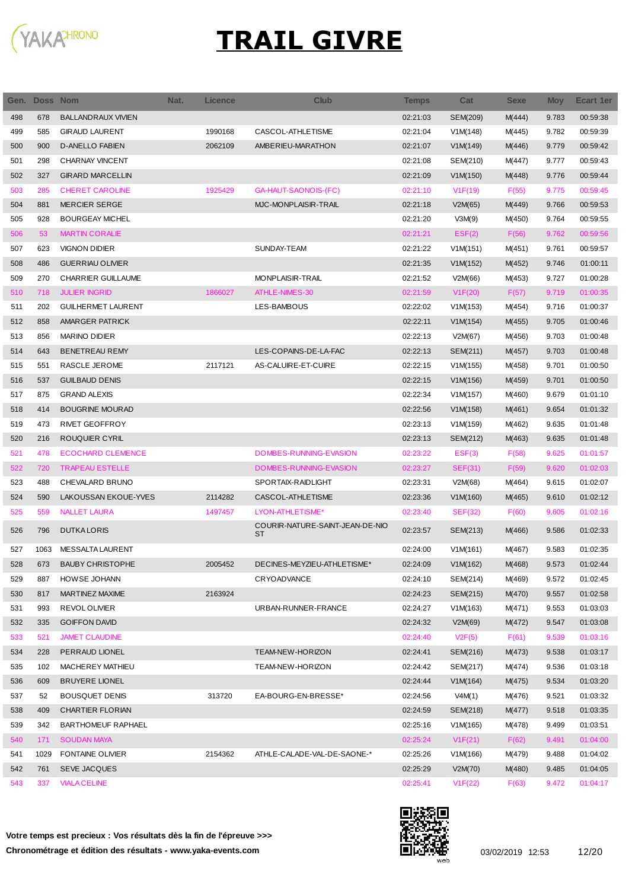# TRAIL GIVRE

| Gen. | Doss | Nom | Nat. | Licence | Club | Temps | Cat | Sexe | Moy | Ecart 1er |
|---|---|---|---|---|---|---|---|---|---|---|
| 498 | 678 | BALLANDRAUX VIVIEN | | | | 02:21:03 | SEM(209) | M(444) | 9.783 | 00:59:38 |
| 499 | 585 | GIRAUD LAURENT | | 1990168 | CASCOL-ATHLETISME | 02:21:04 | V1M(148) | M(445) | 9.782 | 00:59:39 |
| 500 | 900 | D-ANELLO FABIEN | | 2062109 | AMBERIEU-MARATHON | 02:21:07 | V1M(149) | M(446) | 9.779 | 00:59:42 |
| 501 | 298 | CHARNAY VINCENT | | | | 02:21:08 | SEM(210) | M(447) | 9.777 | 00:59:43 |
| 502 | 327 | GIRARD MARCELLIN | | | | 02:21:09 | V1M(150) | M(448) | 9.776 | 00:59:44 |
| 503 | 285 | CHERET CAROLINE | | 1925429 | GA-HAUT-SAONOIS-(FC) | 02:21:10 | V1F(19) | F(55) | 9.775 | 00:59:45 |
| 504 | 881 | MERCIER SERGE | | | MJC-MONPLAISIR-TRAIL | 02:21:18 | V2M(65) | M(449) | 9.766 | 00:59:53 |
| 505 | 928 | BOURGEAY MICHEL | | | | 02:21:20 | V3M(9) | M(450) | 9.764 | 00:59:55 |
| 506 | 53 | MARTIN CORALIE | | | | 02:21:21 | ESF(2) | F(56) | 9.762 | 00:59:56 |
| 507 | 623 | VIGNON DIDIER | | | SUNDAY-TEAM | 02:21:22 | V1M(151) | M(451) | 9.761 | 00:59:57 |
| 508 | 486 | GUERRIAU OLIVIER | | | | 02:21:35 | V1M(152) | M(452) | 9.746 | 01:00:11 |
| 509 | 270 | CHARRIER GUILLAUME | | | MONPLAISIR-TRAIL | 02:21:52 | V2M(66) | M(453) | 9.727 | 01:00:28 |
| 510 | 718 | JULIER INGRID | | 1866027 | ATHLE-NIMES-30 | 02:21:59 | V1F(20) | F(57) | 9.719 | 01:00:35 |
| 511 | 202 | GUILHERMET LAURENT | | | LES-BAMBOUS | 02:22:02 | V1M(153) | M(454) | 9.716 | 01:00:37 |
| 512 | 858 | AMARGER PATRICK | | | | 02:22:11 | V1M(154) | M(455) | 9.705 | 01:00:46 |
| 513 | 856 | MARINO DIDIER | | | | 02:22:13 | V2M(67) | M(456) | 9.703 | 01:00:48 |
| 514 | 643 | BENETREAU REMY | | | LES-COPAINS-DE-LA-FAC | 02:22:13 | SEM(211) | M(457) | 9.703 | 01:00:48 |
| 515 | 551 | RASCLE JEROME | | 2117121 | AS-CALUIRE-ET-CUIRE | 02:22:15 | V1M(155) | M(458) | 9.701 | 01:00:50 |
| 516 | 537 | GUILBAUD DENIS | | | | 02:22:15 | V1M(156) | M(459) | 9.701 | 01:00:50 |
| 517 | 875 | GRAND ALEXIS | | | | 02:22:34 | V1M(157) | M(460) | 9.679 | 01:01:10 |
| 518 | 414 | BOUGRINE MOURAD | | | | 02:22:56 | V1M(158) | M(461) | 9.654 | 01:01:32 |
| 519 | 473 | RIVET GEOFFROY | | | | 02:23:13 | V1M(159) | M(462) | 9.635 | 01:01:48 |
| 520 | 216 | ROUQUIER CYRIL | | | | 02:23:13 | SEM(212) | M(463) | 9.635 | 01:01:48 |
| 521 | 478 | ECOCHARD CLEMENCE | | | DOMBES-RUNNING-EVASION | 02:23:22 | ESF(3) | F(58) | 9.625 | 01:01:57 |
| 522 | 720 | TRAPEAU ESTELLE | | | DOMBES-RUNNING-EVASION | 02:23:27 | SEF(31) | F(59) | 9.620 | 01:02:03 |
| 523 | 488 | CHEVALARD BRUNO | | | SPORTAIX-RAIDLIGHT | 02:23:31 | V2M(68) | M(464) | 9.615 | 01:02:07 |
| 524 | 590 | LAKOUSSAN EKOUE-YVES | | 2114282 | CASCOL-ATHLETISME | 02:23:36 | V1M(160) | M(465) | 9.610 | 01:02:12 |
| 525 | 559 | NALLET LAURA | | 1497457 | LYON-ATHLETISME* | 02:23:40 | SEF(32) | F(60) | 9.605 | 01:02:16 |
| 526 | 796 | DUTKA LORIS | | | COURIR-NATURE-SAINT-JEAN-DE-NIOST | 02:23:57 | SEM(213) | M(466) | 9.586 | 01:02:33 |
| 527 | 1063 | MESSALTA LAURENT | | | | 02:24:00 | V1M(161) | M(467) | 9.583 | 01:02:35 |
| 528 | 673 | BAUBY CHRISTOPHE | | 2005452 | DECINES-MEYZIEU-ATHLETISME* | 02:24:09 | V1M(162) | M(468) | 9.573 | 01:02:44 |
| 529 | 887 | HOWSE JOHANN | | | CRYOADVANCE | 02:24:10 | SEM(214) | M(469) | 9.572 | 01:02:45 |
| 530 | 817 | MARTINEZ MAXIME | | 2163924 | | 02:24:23 | SEM(215) | M(470) | 9.557 | 01:02:58 |
| 531 | 993 | REVOL OLIVIER | | | URBAN-RUNNER-FRANCE | 02:24:27 | V1M(163) | M(471) | 9.553 | 01:03:03 |
| 532 | 335 | GOIFFON DAVID | | | | 02:24:32 | V2M(69) | M(472) | 9.547 | 01:03:08 |
| 533 | 521 | JAMET CLAUDINE | | | | 02:24:40 | V2F(5) | F(61) | 9.539 | 01:03:16 |
| 534 | 228 | PERRAUD LIONEL | | | TEAM-NEW-HORIZON | 02:24:41 | SEM(216) | M(473) | 9.538 | 01:03:17 |
| 535 | 102 | MACHEREY MATHIEU | | | TEAM-NEW-HORIZON | 02:24:42 | SEM(217) | M(474) | 9.536 | 01:03:18 |
| 536 | 609 | BRUYERE LIONEL | | | | 02:24:44 | V1M(164) | M(475) | 9.534 | 01:03:20 |
| 537 | 52 | BOUSQUET DENIS | | 313720 | EA-BOURG-EN-BRESSE* | 02:24:56 | V4M(1) | M(476) | 9.521 | 01:03:32 |
| 538 | 409 | CHARTIER FLORIAN | | | | 02:24:59 | SEM(218) | M(477) | 9.518 | 01:03:35 |
| 539 | 342 | BARTHOMEUF RAPHAEL | | | | 02:25:16 | V1M(165) | M(478) | 9.499 | 01:03:51 |
| 540 | 171 | SOUDAN MAYA | | | | 02:25:24 | V1F(21) | F(62) | 9.491 | 01:04:00 |
| 541 | 1029 | FONTAINE OLIVIER | | 2154362 | ATHLE-CALADE-VAL-DE-SAONE-* | 02:25:26 | V1M(166) | M(479) | 9.488 | 01:04:02 |
| 542 | 761 | SEVE JACQUES | | | | 02:25:29 | V2M(70) | M(480) | 9.485 | 01:04:05 |
| 543 | 337 | VIALA CELINE | | | | 02:25:41 | V1F(22) | F(63) | 9.472 | 01:04:17 |

**Votre temps est precieux : Vos résultats dès la fin de l'épreuve >>>**

**Chronométrage et édition des résultats - www.yaka-events.com**

03/02/2019 12:53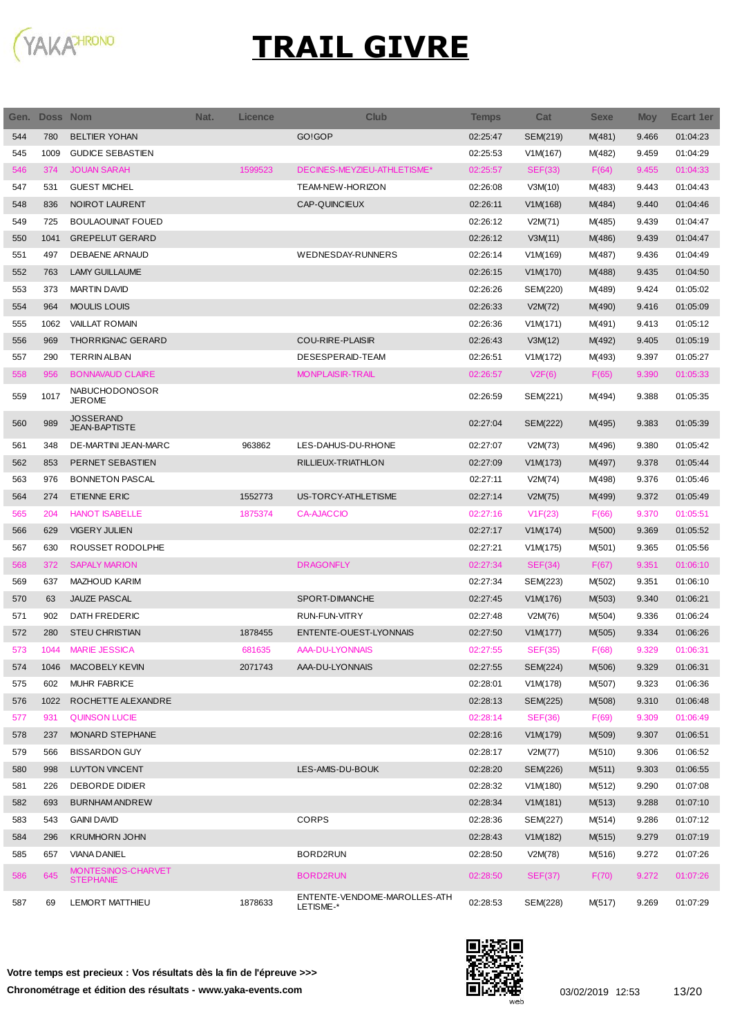# TRAIL GIVRE

| Gen. | Doss | Nom | Nat. | Licence | Club | Temps | Cat | Sexe | Moy | Ecart 1er |
|---|---|---|---|---|---|---|---|---|---|---|
| 544 | 780 | BELTIER YOHAN | | | GO!GOP | 02:25:47 | SEM(219) | M(481) | 9.466 | 01:04:23 |
| 545 | 1009 | GUDICE SEBASTIEN | | | | 02:25:53 | V1M(167) | M(482) | 9.459 | 01:04:29 |
| 546 | 374 | JOUAN SARAH | | 1599523 | DECINES-MEYZIEU-ATHLETISME* | 02:25:57 | SEF(33) | F(64) | 9.455 | 01:04:33 |
| 547 | 531 | GUEST MICHEL | | | TEAM-NEW-HORIZON | 02:26:08 | V3M(10) | M(483) | 9.443 | 01:04:43 |
| 548 | 836 | NOIROT LAURENT | | | CAP-QUINCIEUX | 02:26:11 | V1M(168) | M(484) | 9.440 | 01:04:46 |
| 549 | 725 | BOULAOUINAT FOUED | | | | 02:26:12 | V2M(71) | M(485) | 9.439 | 01:04:47 |
| 550 | 1041 | GREPELUT GERARD | | | | 02:26:12 | V3M(11) | M(486) | 9.439 | 01:04:47 |
| 551 | 497 | DEBAENE ARNAUD | | | WEDNESDAY-RUNNERS | 02:26:14 | V1M(169) | M(487) | 9.436 | 01:04:49 |
| 552 | 763 | LAMY GUILLAUME | | | | 02:26:15 | V1M(170) | M(488) | 9.435 | 01:04:50 |
| 553 | 373 | MARTIN DAVID | | | | 02:26:26 | SEM(220) | M(489) | 9.424 | 01:05:02 |
| 554 | 964 | MOULIS LOUIS | | | | 02:26:33 | V2M(72) | M(490) | 9.416 | 01:05:09 |
| 555 | 1062 | VAILLAT ROMAIN | | | | 02:26:36 | V1M(171) | M(491) | 9.413 | 01:05:12 |
| 556 | 969 | THORRIGNAC GERARD | | | COU-RIRE-PLAISIR | 02:26:43 | V3M(12) | M(492) | 9.405 | 01:05:19 |
| 557 | 290 | TERRIN ALBAN | | | DESESPERAID-TEAM | 02:26:51 | V1M(172) | M(493) | 9.397 | 01:05:27 |
| 558 | 956 | BONNAVAUD CLAIRE | | | MONPLAISIR-TRAIL | 02:26:57 | V2F(6) | F(65) | 9.390 | 01:05:33 |
| 559 | 1017 | NABUCHODONOSOR JEROME | | | | 02:26:59 | SEM(221) | M(494) | 9.388 | 01:05:35 |
| 560 | 989 | JOSSERAND JEAN-BAPTISTE | | | | 02:27:04 | SEM(222) | M(495) | 9.383 | 01:05:39 |
| 561 | 348 | DE-MARTINI JEAN-MARC | | 963862 | LES-DAHUS-DU-RHONE | 02:27:07 | V2M(73) | M(496) | 9.380 | 01:05:42 |
| 562 | 853 | PERNET SEBASTIEN | | | RILLIEUX-TRIATHLON | 02:27:09 | V1M(173) | M(497) | 9.378 | 01:05:44 |
| 563 | 976 | BONNETON PASCAL | | | | 02:27:11 | V2M(74) | M(498) | 9.376 | 01:05:46 |
| 564 | 274 | ETIENNE ERIC | | 1552773 | US-TORCY-ATHLETISME | 02:27:14 | V2M(75) | M(499) | 9.372 | 01:05:49 |
| 565 | 204 | HANOT ISABELLE | | 1875374 | CA-AJACCIO | 02:27:16 | V1F(23) | F(66) | 9.370 | 01:05:51 |
| 566 | 629 | VIGERY JULIEN | | | | 02:27:17 | V1M(174) | M(500) | 9.369 | 01:05:52 |
| 567 | 630 | ROUSSET RODOLPHE | | | | 02:27:21 | V1M(175) | M(501) | 9.365 | 01:05:56 |
| 568 | 372 | SAPALY MARION | | | DRAGONFLY | 02:27:34 | SEF(34) | F(67) | 9.351 | 01:06:10 |
| 569 | 637 | MAZHOUD KARIM | | | | 02:27:34 | SEM(223) | M(502) | 9.351 | 01:06:10 |
| 570 | 63 | JAUZE PASCAL | | | SPORT-DIMANCHE | 02:27:45 | V1M(176) | M(503) | 9.340 | 01:06:21 |
| 571 | 902 | DATH FREDERIC | | | RUN-FUN-VITRY | 02:27:48 | V2M(76) | M(504) | 9.336 | 01:06:24 |
| 572 | 280 | STEU CHRISTIAN | | 1878455 | ENTENTE-OUEST-LYONNAIS | 02:27:50 | V1M(177) | M(505) | 9.334 | 01:06:26 |
| 573 | 1044 | MARIE JESSICA | | 681635 | AAA-DU-LYONNAIS | 02:27:55 | SEF(35) | F(68) | 9.329 | 01:06:31 |
| 574 | 1046 | MACOBELY KEVIN | | 2071743 | AAA-DU-LYONNAIS | 02:27:55 | SEM(224) | M(506) | 9.329 | 01:06:31 |
| 575 | 602 | MUHR FABRICE | | | | 02:28:01 | V1M(178) | M(507) | 9.323 | 01:06:36 |
| 576 | 1022 | ROCHETTE ALEXANDRE | | | | 02:28:13 | SEM(225) | M(508) | 9.310 | 01:06:48 |
| 577 | 931 | QUINSON LUCIE | | | | 02:28:14 | SEF(36) | F(69) | 9.309 | 01:06:49 |
| 578 | 237 | MONARD STEPHANE | | | | 02:28:16 | V1M(179) | M(509) | 9.307 | 01:06:51 |
| 579 | 566 | BISSARDON GUY | | | | 02:28:17 | V2M(77) | M(510) | 9.306 | 01:06:52 |
| 580 | 998 | LUYTON VINCENT | | | LES-AMIS-DU-BOUK | 02:28:20 | SEM(226) | M(511) | 9.303 | 01:06:55 |
| 581 | 226 | DEBORDE DIDIER | | | | 02:28:32 | V1M(180) | M(512) | 9.290 | 01:07:08 |
| 582 | 693 | BURNHAM ANDREW | | | | 02:28:34 | V1M(181) | M(513) | 9.288 | 01:07:10 |
| 583 | 543 | GAINI DAVID | | | CORPS | 02:28:36 | SEM(227) | M(514) | 9.286 | 01:07:12 |
| 584 | 296 | KRUMHORN JOHN | | | | 02:28:43 | V1M(182) | M(515) | 9.279 | 01:07:19 |
| 585 | 657 | VIANA DANIEL | | | BORD2RUN | 02:28:50 | V2M(78) | M(516) | 9.272 | 01:07:26 |
| 586 | 645 | MONTESINOS-CHARVET STEPHANIE | | | BORD2RUN | 02:28:50 | SEF(37) | F(70) | 9.272 | 01:07:26 |
| 587 | 69 | LEMORT MATTHIEU | | 1878633 | ENTENTE-VENDOME-MAROLLES-ATHLETISME-* | 02:28:53 | SEM(228) | M(517) | 9.269 | 01:07:29 |

**Votre temps est precieux : Vos résultats dès la fin de l'épreuve >>>**

**Chronométrage et édition des résultats - www.yaka-events.com**

03/02/2019 12:53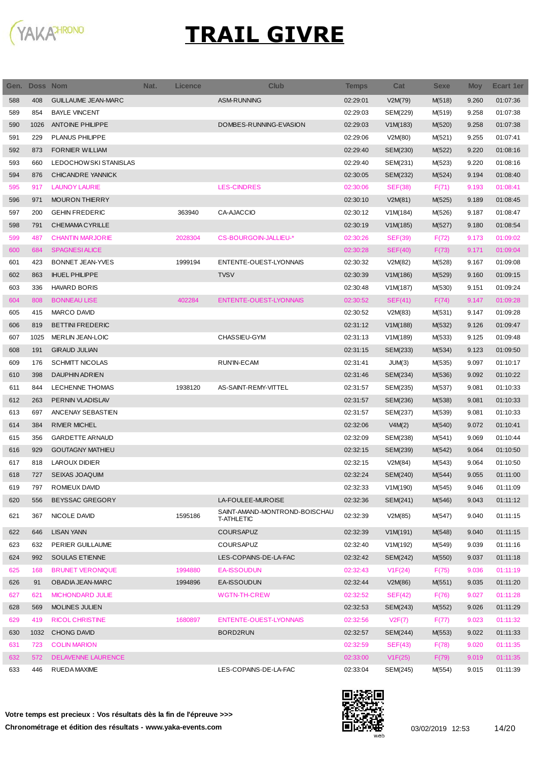# TRAIL GIVRE

| Gen. | Doss | Nom | Nat. | Licence | Club | Temps | Cat | Sexe | Moy | Ecart 1er |
|---|---|---|---|---|---|---|---|---|---|---|
| 588 | 408 | GUILLAUME JEAN-MARC | | | ASM-RUNNING | 02:29:01 | V2M(79) | M(518) | 9.260 | 01:07:36 |
| 589 | 854 | BAYLE VINCENT | | | | 02:29:03 | SEM(229) | M(519) | 9.258 | 01:07:38 |
| 590 | 1026 | ANTOINE PHILIPPE | | | DOMBES-RUNNING-EVASION | 02:29:03 | V1M(183) | M(520) | 9.258 | 01:07:38 |
| 591 | 229 | PLANUS PHILIPPE | | | | 02:29:06 | V2M(80) | M(521) | 9.255 | 01:07:41 |
| 592 | 873 | FORNIER WILLIAM | | | | 02:29:40 | SEM(230) | M(522) | 9.220 | 01:08:16 |
| 593 | 660 | LEDOCHOWSKI STANISLAS | | | | 02:29:40 | SEM(231) | M(523) | 9.220 | 01:08:16 |
| 594 | 876 | CHICANDRE YANNICK | | | | 02:30:05 | SEM(232) | M(524) | 9.194 | 01:08:40 |
| 595 | 917 | LAUNOY LAURIE | | | LES-CINDRES | 02:30:06 | SEF(38) | F(71) | 9.193 | 01:08:41 |
| 596 | 971 | MOURON THIERRY | | | | 02:30:10 | V2M(81) | M(525) | 9.189 | 01:08:45 |
| 597 | 200 | GEHIN FREDERIC | | 363940 | CA-AJACCIO | 02:30:12 | V1M(184) | M(526) | 9.187 | 01:08:47 |
| 598 | 791 | CHEMAMA CYRILLE | | | | 02:30:19 | V1M(185) | M(527) | 9.180 | 01:08:54 |
| 599 | 487 | CHANTIN MARJORIE | | 2028304 | CS-BOURGOIN-JALLIEU-* | 02:30:26 | SEF(39) | F(72) | 9.173 | 01:09:02 |
| 600 | 684 | SPAGNESI ALICE | | | | 02:30:28 | SEF(40) | F(73) | 9.171 | 01:09:04 |
| 601 | 423 | BONNET JEAN-YVES | | 1999194 | ENTENTE-OUEST-LYONNAIS | 02:30:32 | V2M(82) | M(528) | 9.167 | 01:09:08 |
| 602 | 863 | IHUEL PHILIPPE | | | TVSV | 02:30:39 | V1M(186) | M(529) | 9.160 | 01:09:15 |
| 603 | 336 | HAVARD BORIS | | | | 02:30:48 | V1M(187) | M(530) | 9.151 | 01:09:24 |
| 604 | 808 | BONNEAU LISE | | 402284 | ENTENTE-OUEST-LYONNAIS | 02:30:52 | SEF(41) | F(74) | 9.147 | 01:09:28 |
| 605 | 415 | MARCO DAVID | | | | 02:30:52 | V2M(83) | M(531) | 9.147 | 01:09:28 |
| 606 | 819 | BETTINI FREDERIC | | | | 02:31:12 | V1M(188) | M(532) | 9.126 | 01:09:47 |
| 607 | 1025 | MERLIN JEAN-LOIC | | | CHASSIEU-GYM | 02:31:13 | V1M(189) | M(533) | 9.125 | 01:09:48 |
| 608 | 191 | GIRAUD JULIAN | | | | 02:31:15 | SEM(233) | M(534) | 9.123 | 01:09:50 |
| 609 | 176 | SCHMITT NICOLAS | | | RUN'IN-ECAM | 02:31:41 | JUM(3) | M(535) | 9.097 | 01:10:17 |
| 610 | 398 | DAUPHIN ADRIEN | | | | 02:31:46 | SEM(234) | M(536) | 9.092 | 01:10:22 |
| 611 | 844 | LECHENNE THOMAS | | 1938120 | AS-SAINT-REMY-VITTEL | 02:31:57 | SEM(235) | M(537) | 9.081 | 01:10:33 |
| 612 | 263 | PERNIN VLADISLAV | | | | 02:31:57 | SEM(236) | M(538) | 9.081 | 01:10:33 |
| 613 | 697 | ANCENAY SEBASTIEN | | | | 02:31:57 | SEM(237) | M(539) | 9.081 | 01:10:33 |
| 614 | 384 | RIVIER MICHEL | | | | 02:32:06 | V4M(2) | M(540) | 9.072 | 01:10:41 |
| 615 | 356 | GARDETTE ARNAUD | | | | 02:32:09 | SEM(238) | M(541) | 9.069 | 01:10:44 |
| 616 | 929 | GOUTAGNY MATHIEU | | | | 02:32:15 | SEM(239) | M(542) | 9.064 | 01:10:50 |
| 617 | 818 | LAROUX DIDIER | | | | 02:32:15 | V2M(84) | M(543) | 9.064 | 01:10:50 |
| 618 | 727 | SEIXAS JOAQUIM | | | | 02:32:24 | SEM(240) | M(544) | 9.055 | 01:11:00 |
| 619 | 797 | ROMIEUX DAVID | | | | 02:32:33 | V1M(190) | M(545) | 9.046 | 01:11:09 |
| 620 | 556 | BEYSSAC GREGORY | | | LA-FOULEE-MUROISE | 02:32:36 | SEM(241) | M(546) | 9.043 | 01:11:12 |
| 621 | 367 | NICOLE DAVID | | 1595186 | SAINT-AMAND-MONTROND-BOISCHAUT-ATHLETIC | 02:32:39 | V2M(85) | M(547) | 9.040 | 01:11:15 |
| 622 | 646 | LISAN YANN | | | COURSAPUZ | 02:32:39 | V1M(191) | M(548) | 9.040 | 01:11:15 |
| 623 | 632 | PERIER GUILLAUME | | | COURSAPUZ | 02:32:40 | V1M(192) | M(549) | 9.039 | 01:11:16 |
| 624 | 992 | SOULAS ETIENNE | | | LES-COPAINS-DE-LA-FAC | 02:32:42 | SEM(242) | M(550) | 9.037 | 01:11:18 |
| 625 | 168 | BRUNET VERONIQUE | | 1994880 | EA-ISSOUDUN | 02:32:43 | V1F(24) | F(75) | 9.036 | 01:11:19 |
| 626 | 91 | OBADIA JEAN-MARC | | 1994896 | EA-ISSOUDUN | 02:32:44 | V2M(86) | M(551) | 9.035 | 01:11:20 |
| 627 | 621 | MICHONDARD JULIE | | | WGTN-TH-CREW | 02:32:52 | SEF(42) | F(76) | 9.027 | 01:11:28 |
| 628 | 569 | MOLINES JULIEN | | | | 02:32:53 | SEM(243) | M(552) | 9.026 | 01:11:29 |
| 629 | 419 | RICOL CHRISTINE | | 1680897 | ENTENTE-OUEST-LYONNAIS | 02:32:56 | V2F(7) | F(77) | 9.023 | 01:11:32 |
| 630 | 1032 | CHONG DAVID | | | BORD2RUN | 02:32:57 | SEM(244) | M(553) | 9.022 | 01:11:33 |
| 631 | 723 | COLIN MARION | | | | 02:32:59 | SEF(43) | F(78) | 9.020 | 01:11:35 |
| 632 | 572 | DELAVENNE LAURENCE | | | | 02:33:00 | V1F(25) | F(79) | 9.019 | 01:11:35 |
| 633 | 446 | RUEDA MAXIME | | | LES-COPAINS-DE-LA-FAC | 02:33:04 | SEM(245) | M(554) | 9.015 | 01:11:39 |

**Votre temps est precieux : Vos résultats dès la fin de l'épreuve >>>**

**Chronométrage et édition des résultats - www.yaka-events.com**

03/02/2019 12:53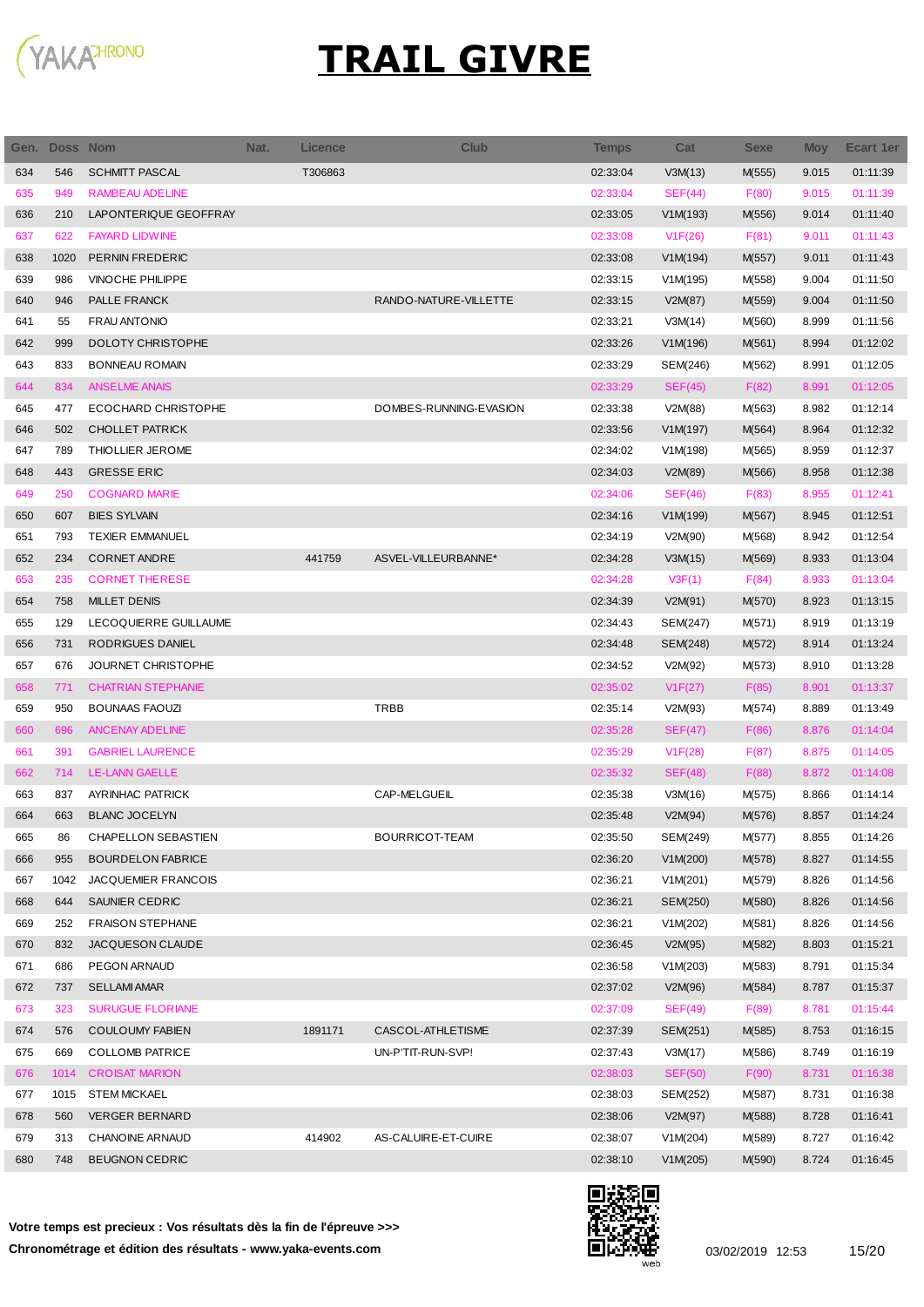# TRAIL GIVRE

| Gen. | Doss | Nom | Nat. | Licence | Club | Temps | Cat | Sexe | Moy | Ecart 1er |
|---|---|---|---|---|---|---|---|---|---|---|
| 634 | 546 | SCHMITT PASCAL | | T306863 | | 02:33:04 | V3M(13) | M(555) | 9.015 | 01:11:39 |
| 635 | 949 | RAMBEAU ADELINE | | | | 02:33:04 | SEF(44) | F(80) | 9.015 | 01:11:39 |
| 636 | 210 | LAPONTERIQUE GEOFFRAY | | | | 02:33:05 | V1M(193) | M(556) | 9.014 | 01:11:40 |
| 637 | 622 | FAYARD LIDWINE | | | | 02:33:08 | V1F(26) | F(81) | 9.011 | 01:11:43 |
| 638 | 1020 | PERNIN FREDERIC | | | | 02:33:08 | V1M(194) | M(557) | 9.011 | 01:11:43 |
| 639 | 986 | VINOCHE PHILIPPE | | | | 02:33:15 | V1M(195) | M(558) | 9.004 | 01:11:50 |
| 640 | 946 | PALLE FRANCK | | | RANDO-NATURE-VILLETTE | 02:33:15 | V2M(87) | M(559) | 9.004 | 01:11:50 |
| 641 | 55 | FRAU ANTONIO | | | | 02:33:21 | V3M(14) | M(560) | 8.999 | 01:11:56 |
| 642 | 999 | DOLOTY CHRISTOPHE | | | | 02:33:26 | V1M(196) | M(561) | 8.994 | 01:12:02 |
| 643 | 833 | BONNEAU ROMAIN | | | | 02:33:29 | SEM(246) | M(562) | 8.991 | 01:12:05 |
| 644 | 834 | ANSELME ANAIS | | | | 02:33:29 | SEF(45) | F(82) | 8.991 | 01:12:05 |
| 645 | 477 | ECOCHARD CHRISTOPHE | | | DOMBES-RUNNING-EVASION | 02:33:38 | V2M(88) | M(563) | 8.982 | 01:12:14 |
| 646 | 502 | CHOLLET PATRICK | | | | 02:33:56 | V1M(197) | M(564) | 8.964 | 01:12:32 |
| 647 | 789 | THIOLLIER JEROME | | | | 02:34:02 | V1M(198) | M(565) | 8.959 | 01:12:37 |
| 648 | 443 | GRESSE ERIC | | | | 02:34:03 | V2M(89) | M(566) | 8.958 | 01:12:38 |
| 649 | 250 | COGNARD MARIE | | | | 02:34:06 | SEF(46) | F(83) | 8.955 | 01:12:41 |
| 650 | 607 | BIES SYLVAIN | | | | 02:34:16 | V1M(199) | M(567) | 8.945 | 01:12:51 |
| 651 | 793 | TEXIER EMMANUEL | | | | 02:34:19 | V2M(90) | M(568) | 8.942 | 01:12:54 |
| 652 | 234 | CORNET ANDRE | | 441759 | ASVEL-VILLEURBANNE* | 02:34:28 | V3M(15) | M(569) | 8.933 | 01:13:04 |
| 653 | 235 | CORNET THERESE | | | | 02:34:28 | V3F(1) | F(84) | 8.933 | 01:13:04 |
| 654 | 758 | MILLET DENIS | | | | 02:34:39 | V2M(91) | M(570) | 8.923 | 01:13:15 |
| 655 | 129 | LECOQUIERRE GUILLAUME | | | | 02:34:43 | SEM(247) | M(571) | 8.919 | 01:13:19 |
| 656 | 731 | RODRIGUES DANIEL | | | | 02:34:48 | SEM(248) | M(572) | 8.914 | 01:13:24 |
| 657 | 676 | JOURNET CHRISTOPHE | | | | 02:34:52 | V2M(92) | M(573) | 8.910 | 01:13:28 |
| 658 | 771 | CHATRIAN STEPHANIE | | | | 02:35:02 | V1F(27) | F(85) | 8.901 | 01:13:37 |
| 659 | 950 | BOUNAAS FAOUZI | | | TRBB | 02:35:14 | V2M(93) | M(574) | 8.889 | 01:13:49 |
| 660 | 696 | ANCENAY ADELINE | | | | 02:35:28 | SEF(47) | F(86) | 8.876 | 01:14:04 |
| 661 | 391 | GABRIEL LAURENCE | | | | 02:35:29 | V1F(28) | F(87) | 8.875 | 01:14:05 |
| 662 | 714 | LE-LANN GAELLE | | | | 02:35:32 | SEF(48) | F(88) | 8.872 | 01:14:08 |
| 663 | 837 | AYRINHAC PATRICK | | | CAP-MELGUEIL | 02:35:38 | V3M(16) | M(575) | 8.866 | 01:14:14 |
| 664 | 663 | BLANC JOCELYN | | | | 02:35:48 | V2M(94) | M(576) | 8.857 | 01:14:24 |
| 665 | 86 | CHAPELLON SEBASTIEN | | | BOURRICOT-TEAM | 02:35:50 | SEM(249) | M(577) | 8.855 | 01:14:26 |
| 666 | 955 | BOURDELON FABRICE | | | | 02:36:20 | V1M(200) | M(578) | 8.827 | 01:14:55 |
| 667 | 1042 | JACQUEMIER FRANCOIS | | | | 02:36:21 | V1M(201) | M(579) | 8.826 | 01:14:56 |
| 668 | 644 | SAUNIER CEDRIC | | | | 02:36:21 | SEM(250) | M(580) | 8.826 | 01:14:56 |
| 669 | 252 | FRAISON STEPHANE | | | | 02:36:21 | V1M(202) | M(581) | 8.826 | 01:14:56 |
| 670 | 832 | JACQUESON CLAUDE | | | | 02:36:45 | V2M(95) | M(582) | 8.803 | 01:15:21 |
| 671 | 686 | PEGON ARNAUD | | | | 02:36:58 | V1M(203) | M(583) | 8.791 | 01:15:34 |
| 672 | 737 | SELLAMI AMAR | | | | 02:37:02 | V2M(96) | M(584) | 8.787 | 01:15:37 |
| 673 | 323 | SURUGUE FLORIANE | | | | 02:37:09 | SEF(49) | F(89) | 8.781 | 01:15:44 |
| 674 | 576 | COULOUMY FABIEN | | 1891171 | CASCOL-ATHLETISME | 02:37:39 | SEM(251) | M(585) | 8.753 | 01:16:15 |
| 675 | 669 | COLLOMB PATRICE | | | UN-P'TIT-RUN-SVP! | 02:37:43 | V3M(17) | M(586) | 8.749 | 01:16:19 |
| 676 | 1014 | CROISAT MARION | | | | 02:38:03 | SEF(50) | F(90) | 8.731 | 01:16:38 |
| 677 | 1015 | STEM MICKAEL | | | | 02:38:03 | SEM(252) | M(587) | 8.731 | 01:16:38 |
| 678 | 560 | VERGER BERNARD | | | | 02:38:06 | V2M(97) | M(588) | 8.728 | 01:16:41 |
| 679 | 313 | CHANOINE ARNAUD | | 414902 | AS-CALUIRE-ET-CUIRE | 02:38:07 | V1M(204) | M(589) | 8.727 | 01:16:42 |
| 680 | 748 | BEUGNON CEDRIC | | | | 02:38:10 | V1M(205) | M(590) | 8.724 | 01:16:45 |

**Votre temps est precieux : Vos résultats dès la fin de l'épreuve >>>**

**Chronométrage et édition des résultats - www.yaka-events.com**

03/02/2019 12:53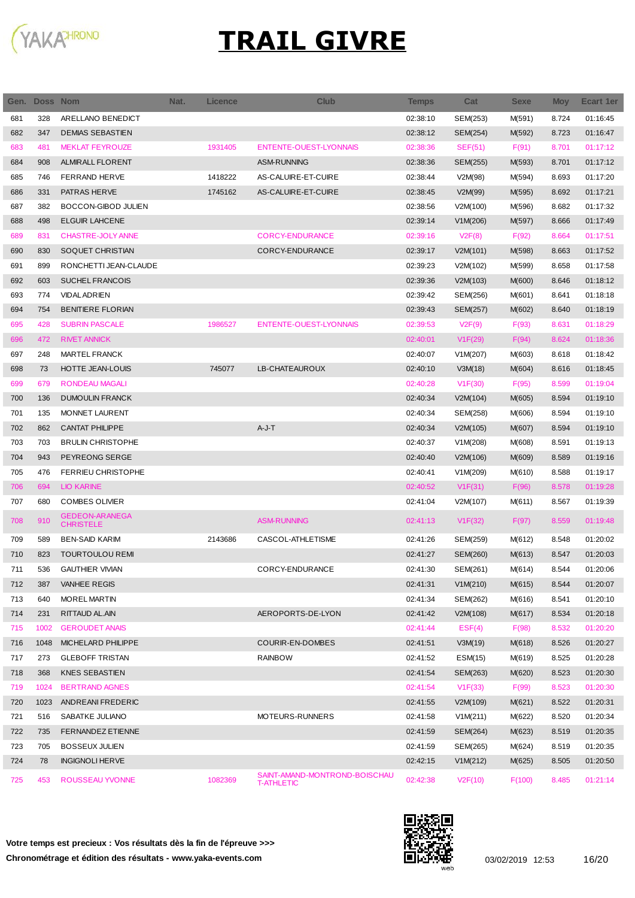# TRAIL GIVRE

| Gen. | Doss | Nom | Nat. | Licence | Club | Temps | Cat | Sexe | Moy | Ecart 1er |
|---|---|---|---|---|---|---|---|---|---|---|
| 681 | 328 | ARELLANO BENEDICT | | | | 02:38:10 | SEM(253) | M(591) | 8.724 | 01:16:45 |
| 682 | 347 | DEMIAS SEBASTIEN | | | | 02:38:12 | SEM(254) | M(592) | 8.723 | 01:16:47 |
| 683 | 481 | MEKLAT FEYROUZE | | 1931405 | ENTENTE-OUEST-LYONNAIS | 02:38:36 | SEF(51) | F(91) | 8.701 | 01:17:12 |
| 684 | 908 | ALMIRALL FLORENT | | | ASM-RUNNING | 02:38:36 | SEM(255) | M(593) | 8.701 | 01:17:12 |
| 685 | 746 | FERRAND HERVE | | 1418222 | AS-CALUIRE-ET-CUIRE | 02:38:44 | V2M(98) | M(594) | 8.693 | 01:17:20 |
| 686 | 331 | PATRAS HERVE | | 1745162 | AS-CALUIRE-ET-CUIRE | 02:38:45 | V2M(99) | M(595) | 8.692 | 01:17:21 |
| 687 | 382 | BOCCON-GIBOD JULIEN | | | | 02:38:56 | V2M(100) | M(596) | 8.682 | 01:17:32 |
| 688 | 498 | ELGUIR LAHCENE | | | | 02:39:14 | V1M(206) | M(597) | 8.666 | 01:17:49 |
| 689 | 831 | CHASTRE-JOLY ANNE | | | CORCY-ENDURANCE | 02:39:16 | V2F(8) | F(92) | 8.664 | 01:17:51 |
| 690 | 830 | SOQUET CHRISTIAN | | | CORCY-ENDURANCE | 02:39:17 | V2M(101) | M(598) | 8.663 | 01:17:52 |
| 691 | 899 | RONCHETTI JEAN-CLAUDE | | | | 02:39:23 | V2M(102) | M(599) | 8.658 | 01:17:58 |
| 692 | 603 | SUCHEL FRANCOIS | | | | 02:39:36 | V2M(103) | M(600) | 8.646 | 01:18:12 |
| 693 | 774 | VIDAL ADRIEN | | | | 02:39:42 | SEM(256) | M(601) | 8.641 | 01:18:18 |
| 694 | 754 | BENITIERE FLORIAN | | | | 02:39:43 | SEM(257) | M(602) | 8.640 | 01:18:19 |
| 695 | 428 | SUBRIN PASCALE | | 1986527 | ENTENTE-OUEST-LYONNAIS | 02:39:53 | V2F(9) | F(93) | 8.631 | 01:18:29 |
| 696 | 472 | RIVET ANNICK | | | | 02:40:01 | V1F(29) | F(94) | 8.624 | 01:18:36 |
| 697 | 248 | MARTEL FRANCK | | | | 02:40:07 | V1M(207) | M(603) | 8.618 | 01:18:42 |
| 698 | 73 | HOTTE JEAN-LOUIS | | 745077 | LB-CHATEAUROUX | 02:40:10 | V3M(18) | M(604) | 8.616 | 01:18:45 |
| 699 | 679 | RONDEAU MAGALI | | | | 02:40:28 | V1F(30) | F(95) | 8.599 | 01:19:04 |
| 700 | 136 | DUMOULIN FRANCK | | | | 02:40:34 | V2M(104) | M(605) | 8.594 | 01:19:10 |
| 701 | 135 | MONNET LAURENT | | | | 02:40:34 | SEM(258) | M(606) | 8.594 | 01:19:10 |
| 702 | 862 | CANTAT PHILIPPE | | | A-J-T | 02:40:34 | V2M(105) | M(607) | 8.594 | 01:19:10 |
| 703 | 703 | BRULIN CHRISTOPHE | | | | 02:40:37 | V1M(208) | M(608) | 8.591 | 01:19:13 |
| 704 | 943 | PEYREONG SERGE | | | | 02:40:40 | V2M(106) | M(609) | 8.589 | 01:19:16 |
| 705 | 476 | FERRIEU CHRISTOPHE | | | | 02:40:41 | V1M(209) | M(610) | 8.588 | 01:19:17 |
| 706 | 694 | LIO KARINE | | | | 02:40:52 | V1F(31) | F(96) | 8.578 | 01:19:28 |
| 707 | 680 | COMBES OLIVIER | | | | 02:41:04 | V2M(107) | M(611) | 8.567 | 01:19:39 |
| 708 | 910 | GEDEON-ARANEGA CHRISTELE | | | ASM-RUNNING | 02:41:13 | V1F(32) | F(97) | 8.559 | 01:19:48 |
| 709 | 589 | BEN-SAID KARIM | | 2143686 | CASCOL-ATHLETISME | 02:41:26 | SEM(259) | M(612) | 8.548 | 01:20:02 |
| 710 | 823 | TOURTOULOU REMI | | | | 02:41:27 | SEM(260) | M(613) | 8.547 | 01:20:03 |
| 711 | 536 | GAUTHIER VIVIAN | | | CORCY-ENDURANCE | 02:41:30 | SEM(261) | M(614) | 8.544 | 01:20:06 |
| 712 | 387 | VANHEE REGIS | | | | 02:41:31 | V1M(210) | M(615) | 8.544 | 01:20:07 |
| 713 | 640 | MOREL MARTIN | | | | 02:41:34 | SEM(262) | M(616) | 8.541 | 01:20:10 |
| 714 | 231 | RITTAUD AL.AIN | | | AEROPORTS-DE-LYON | 02:41:42 | V2M(108) | M(617) | 8.534 | 01:20:18 |
| 715 | 1002 | GEROUDET ANAIS | | | | 02:41:44 | ESF(4) | F(98) | 8.532 | 01:20:20 |
| 716 | 1048 | MICHELARD PHILIPPE | | | COURIR-EN-DOMBES | 02:41:51 | V3M(19) | M(618) | 8.526 | 01:20:27 |
| 717 | 273 | GLEBOFF TRISTAN | | | RAINBOW | 02:41:52 | ESM(15) | M(619) | 8.525 | 01:20:28 |
| 718 | 368 | KNES SEBASTIEN | | | | 02:41:54 | SEM(263) | M(620) | 8.523 | 01:20:30 |
| 719 | 1024 | BERTRAND AGNES | | | | 02:41:54 | V1F(33) | F(99) | 8.523 | 01:20:30 |
| 720 | 1023 | ANDREANI FREDERIC | | | | 02:41:55 | V2M(109) | M(621) | 8.522 | 01:20:31 |
| 721 | 516 | SABATKE JULIANO | | | MOTEURS-RUNNERS | 02:41:58 | V1M(211) | M(622) | 8.520 | 01:20:34 |
| 722 | 735 | FERNANDEZ ETIENNE | | | | 02:41:59 | SEM(264) | M(623) | 8.519 | 01:20:35 |
| 723 | 705 | BOSSEUX JULIEN | | | | 02:41:59 | SEM(265) | M(624) | 8.519 | 01:20:35 |
| 724 | 78 | INGIGNOLI HERVE | | | | 02:42:15 | V1M(212) | M(625) | 8.505 | 01:20:50 |
| 725 | 453 | ROUSSEAU YVONNE | | 1082369 | SAINT-AMAND-MONTROND-BOISCHAUT-ATHLETIC | 02:42:38 | V2F(10) | F(100) | 8.485 | 01:21:14 |

**Votre temps est precieux : Vos résultats dès la fin de l'épreuve >>>**

**Chronométrage et édition des résultats - www.yaka-events.com**

03/02/2019 12:53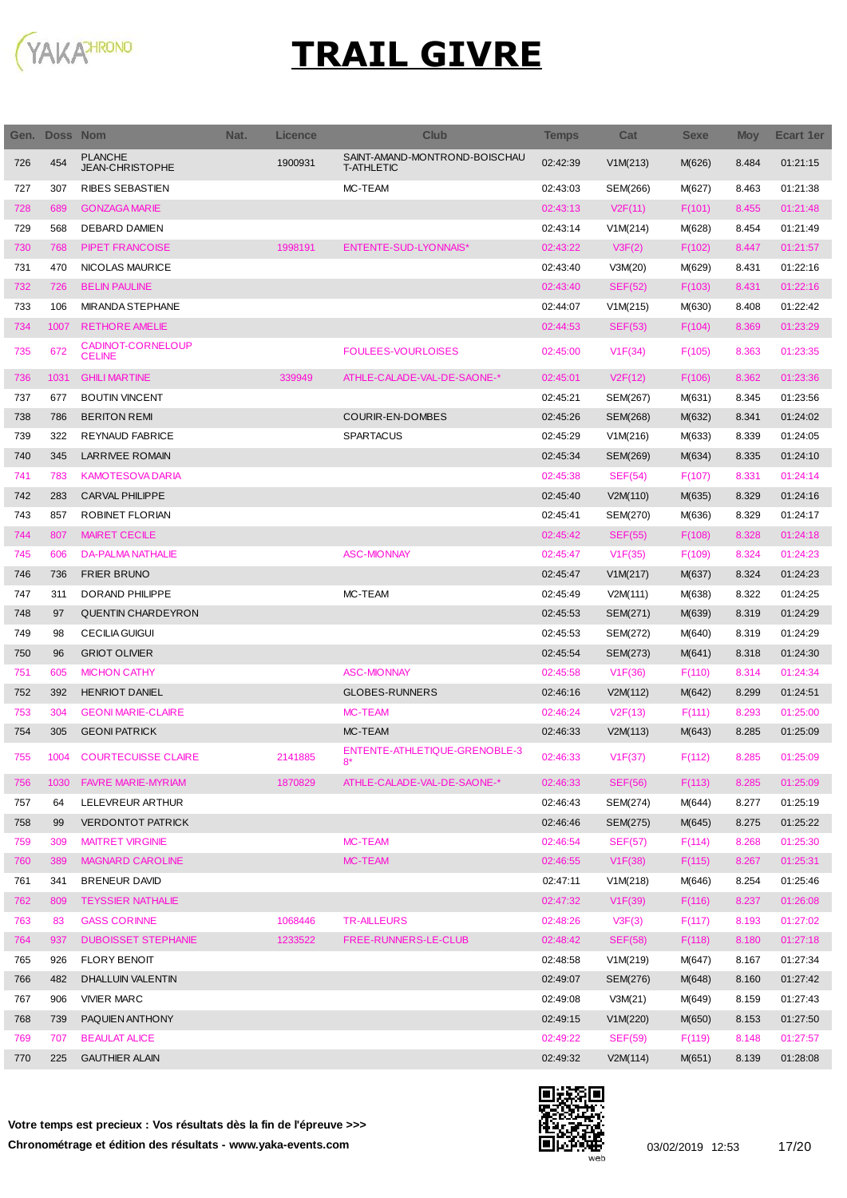# TRAIL GIVRE

| Gen. | Doss | Nom | Nat. | Licence | Club | Temps | Cat | Sexe | Moy | Ecart 1er |
|---|---|---|---|---|---|---|---|---|---|---|
| 726 | 454 | PLANCHE JEAN-CHRISTOPHE | | 1900931 | SAINT-AMAND-MONTROND-BOISCHAU T-ATHLETIC | 02:42:39 | V1M(213) | M(626) | 8.484 | 01:21:15 |
| 727 | 307 | RIBES SEBASTIEN | | | MC-TEAM | 02:43:03 | SEM(266) | M(627) | 8.463 | 01:21:38 |
| 728 | 689 | GONZAGA MARIE | | | | 02:43:13 | V2F(11) | F(101) | 8.455 | 01:21:48 |
| 729 | 568 | DEBARD DAMIEN | | | | 02:43:14 | V1M(214) | M(628) | 8.454 | 01:21:49 |
| 730 | 768 | PIPET FRANCOISE | | 1998191 | ENTENTE-SUD-LYONNAIS* | 02:43:22 | V3F(2) | F(102) | 8.447 | 01:21:57 |
| 731 | 470 | NICOLAS MAURICE | | | | 02:43:40 | V3M(20) | M(629) | 8.431 | 01:22:16 |
| 732 | 726 | BELIN PAULINE | | | | 02:43:40 | SEF(52) | F(103) | 8.431 | 01:22:16 |
| 733 | 106 | MIRANDA STEPHANE | | | | 02:44:07 | V1M(215) | M(630) | 8.408 | 01:22:42 |
| 734 | 1007 | RETHORE AMELIE | | | | 02:44:53 | SEF(53) | F(104) | 8.369 | 01:23:29 |
| 735 | 672 | CADINOT-CORNELOUP CELINE | | | FOULEES-VOURLOISES | 02:45:00 | V1F(34) | F(105) | 8.363 | 01:23:35 |
| 736 | 1031 | GHILI MARTINE | | 339949 | ATHLE-CALADE-VAL-DE-SAONE-* | 02:45:01 | V2F(12) | F(106) | 8.362 | 01:23:36 |
| 737 | 677 | BOUTIN VINCENT | | | | 02:45:21 | SEM(267) | M(631) | 8.345 | 01:23:56 |
| 738 | 786 | BERITON REMI | | | COURIR-EN-DOMBES | 02:45:26 | SEM(268) | M(632) | 8.341 | 01:24:02 |
| 739 | 322 | REYNAUD FABRICE | | | SPARTACUS | 02:45:29 | V1M(216) | M(633) | 8.339 | 01:24:05 |
| 740 | 345 | LARRIVEE ROMAIN | | | | 02:45:34 | SEM(269) | M(634) | 8.335 | 01:24:10 |
| 741 | 783 | KAMOTESOVA DARIA | | | | 02:45:38 | SEF(54) | F(107) | 8.331 | 01:24:14 |
| 742 | 283 | CARVAL PHILIPPE | | | | 02:45:40 | V2M(110) | M(635) | 8.329 | 01:24:16 |
| 743 | 857 | ROBINET FLORIAN | | | | 02:45:41 | SEM(270) | M(636) | 8.329 | 01:24:17 |
| 744 | 807 | MAIRET CECILE | | | | 02:45:42 | SEF(55) | F(108) | 8.328 | 01:24:18 |
| 745 | 606 | DA-PALMA NATHALIE | | | ASC-MIONNAY | 02:45:47 | V1F(35) | F(109) | 8.324 | 01:24:23 |
| 746 | 736 | FRIER BRUNO | | | | 02:45:47 | V1M(217) | M(637) | 8.324 | 01:24:23 |
| 747 | 311 | DORAND PHILIPPE | | | MC-TEAM | 02:45:49 | V2M(111) | M(638) | 8.322 | 01:24:25 |
| 748 | 97 | QUENTIN CHARDEYRON | | | | 02:45:53 | SEM(271) | M(639) | 8.319 | 01:24:29 |
| 749 | 98 | CECILIA GUIGUI | | | | 02:45:53 | SEM(272) | M(640) | 8.319 | 01:24:29 |
| 750 | 96 | GRIOT OLIVIER | | | | 02:45:54 | SEM(273) | M(641) | 8.318 | 01:24:30 |
| 751 | 605 | MICHON CATHY | | | ASC-MIONNAY | 02:45:58 | V1F(36) | F(110) | 8.314 | 01:24:34 |
| 752 | 392 | HENRIOT DANIEL | | | GLOBES-RUNNERS | 02:46:16 | V2M(112) | M(642) | 8.299 | 01:24:51 |
| 753 | 304 | GEONI MARIE-CLAIRE | | | MC-TEAM | 02:46:24 | V2F(13) | F(111) | 8.293 | 01:25:00 |
| 754 | 305 | GEONI PATRICK | | | MC-TEAM | 02:46:33 | V2M(113) | M(643) | 8.285 | 01:25:09 |
| 755 | 1004 | COURTECUISSE CLAIRE | | 2141885 | ENTENTE-ATHLETIQUE-GRENOBLE-38* | 02:46:33 | V1F(37) | F(112) | 8.285 | 01:25:09 |
| 756 | 1030 | FAVRE MARIE-MYRIAM | | 1870829 | ATHLE-CALADE-VAL-DE-SAONE-* | 02:46:33 | SEF(56) | F(113) | 8.285 | 01:25:09 |
| 757 | 64 | LELEVREUR ARTHUR | | | | 02:46:43 | SEM(274) | M(644) | 8.277 | 01:25:19 |
| 758 | 99 | VERDONTOT PATRICK | | | | 02:46:46 | SEM(275) | M(645) | 8.275 | 01:25:22 |
| 759 | 309 | MAITRET VIRGINIE | | | MC-TEAM | 02:46:54 | SEF(57) | F(114) | 8.268 | 01:25:30 |
| 760 | 389 | MAGNARD CAROLINE | | | MC-TEAM | 02:46:55 | V1F(38) | F(115) | 8.267 | 01:25:31 |
| 761 | 341 | BRENEUR DAVID | | | | 02:47:11 | V1M(218) | M(646) | 8.254 | 01:25:46 |
| 762 | 809 | TEYSSIER NATHALIE | | | | 02:47:32 | V1F(39) | F(116) | 8.237 | 01:26:08 |
| 763 | 83 | GASS CORINNE | | 1068446 | TR-AILLEURS | 02:48:26 | V3F(3) | F(117) | 8.193 | 01:27:02 |
| 764 | 937 | DUBOISSET STEPHANIE | | 1233522 | FREE-RUNNERS-LE-CLUB | 02:48:42 | SEF(58) | F(118) | 8.180 | 01:27:18 |
| 765 | 926 | FLORY BENOIT | | | | 02:48:58 | V1M(219) | M(647) | 8.167 | 01:27:34 |
| 766 | 482 | DHALLUIN VALENTIN | | | | 02:49:07 | SEM(276) | M(648) | 8.160 | 01:27:42 |
| 767 | 906 | VIVIER MARC | | | | 02:49:08 | V3M(21) | M(649) | 8.159 | 01:27:43 |
| 768 | 739 | PAQUIEN ANTHONY | | | | 02:49:15 | V1M(220) | M(650) | 8.153 | 01:27:50 |
| 769 | 707 | BEAULAT ALICE | | | | 02:49:22 | SEF(59) | F(119) | 8.148 | 01:27:57 |
| 770 | 225 | GAUTHIER ALAIN | | | | 02:49:32 | V2M(114) | M(651) | 8.139 | 01:28:08 |

**Votre temps est precieux : Vos résultats dès la fin de l'épreuve >>>**

**Chronométrage et édition des résultats - www.yaka-events.com**

03/02/2019 12:53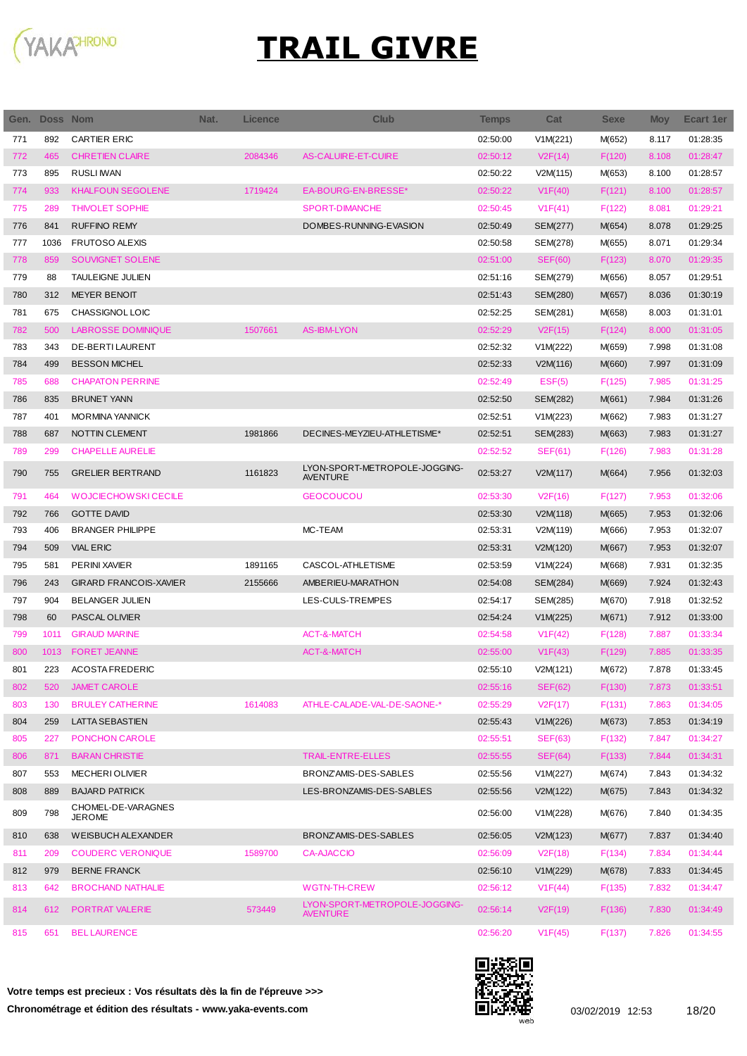# TRAIL GIVRE

| Gen. | Doss | Nom | Nat. | Licence | Club | Temps | Cat | Sexe | Moy | Ecart 1er |
|---|---|---|---|---|---|---|---|---|---|---|
| 771 | 892 | CARTIER ERIC | | | | 02:50:00 | V1M(221) | M(652) | 8.117 | 01:28:35 |
| 772 | 465 | CHRETIEN CLAIRE | | 2084346 | AS-CALUIRE-ET-CUIRE | 02:50:12 | V2F(14) | F(120) | 8.108 | 01:28:47 |
| 773 | 895 | RUSLI IWAN | | | | 02:50:22 | V2M(115) | M(653) | 8.100 | 01:28:57 |
| 774 | 933 | KHALFOUN SEGOLENE | | 1719424 | EA-BOURG-EN-BRESSE* | 02:50:22 | V1F(40) | F(121) | 8.100 | 01:28:57 |
| 775 | 289 | THIVOLET SOPHIE | | | SPORT-DIMANCHE | 02:50:45 | V1F(41) | F(122) | 8.081 | 01:29:21 |
| 776 | 841 | RUFFINO REMY | | | DOMBES-RUNNING-EVASION | 02:50:49 | SEM(277) | M(654) | 8.078 | 01:29:25 |
| 777 | 1036 | FRUTOSO ALEXIS | | | | 02:50:58 | SEM(278) | M(655) | 8.071 | 01:29:34 |
| 778 | 859 | SOUVIGNET SOLENE | | | | 02:51:00 | SEF(60) | F(123) | 8.070 | 01:29:35 |
| 779 | 88 | TAULEIGNE JULIEN | | | | 02:51:16 | SEM(279) | M(656) | 8.057 | 01:29:51 |
| 780 | 312 | MEYER BENOIT | | | | 02:51:43 | SEM(280) | M(657) | 8.036 | 01:30:19 |
| 781 | 675 | CHASSIGNOL LOIC | | | | 02:52:25 | SEM(281) | M(658) | 8.003 | 01:31:01 |
| 782 | 500 | LABROSSE DOMINIQUE | | 1507661 | AS-IBM-LYON | 02:52:29 | V2F(15) | F(124) | 8.000 | 01:31:05 |
| 783 | 343 | DE-BERTI LAURENT | | | | 02:52:32 | V1M(222) | M(659) | 7.998 | 01:31:08 |
| 784 | 499 | BESSON MICHEL | | | | 02:52:33 | V2M(116) | M(660) | 7.997 | 01:31:09 |
| 785 | 688 | CHAPATON PERRINE | | | | 02:52:49 | ESF(5) | F(125) | 7.985 | 01:31:25 |
| 786 | 835 | BRUNET YANN | | | | 02:52:50 | SEM(282) | M(661) | 7.984 | 01:31:26 |
| 787 | 401 | MORMINA YANNICK | | | | 02:52:51 | V1M(223) | M(662) | 7.983 | 01:31:27 |
| 788 | 687 | NOTTIN CLEMENT | | 1981866 | DECINES-MEYZIEU-ATHLETISME* | 02:52:51 | SEM(283) | M(663) | 7.983 | 01:31:27 |
| 789 | 299 | CHAPELLE AURELIE | | | | 02:52:52 | SEF(61) | F(126) | 7.983 | 01:31:28 |
| 790 | 755 | GRELIER BERTRAND | | 1161823 | LYON-SPORT-METROPOLE-JOGGING-AVENTURE | 02:53:27 | V2M(117) | M(664) | 7.956 | 01:32:03 |
| 791 | 464 | WOJCIECHOWSKI CECILE | | | GEOCOUCOU | 02:53:30 | V2F(16) | F(127) | 7.953 | 01:32:06 |
| 792 | 766 | GOTTE DAVID | | | | 02:53:30 | V2M(118) | M(665) | 7.953 | 01:32:06 |
| 793 | 406 | BRANGER PHILIPPE | | | MC-TEAM | 02:53:31 | V2M(119) | M(666) | 7.953 | 01:32:07 |
| 794 | 509 | VIAL ERIC | | | | 02:53:31 | V2M(120) | M(667) | 7.953 | 01:32:07 |
| 795 | 581 | PERINI XAVIER | | 1891165 | CASCOL-ATHLETISME | 02:53:59 | V1M(224) | M(668) | 7.931 | 01:32:35 |
| 796 | 243 | GIRARD FRANCOIS-XAVIER | | 2155666 | AMBERIEU-MARATHON | 02:54:08 | SEM(284) | M(669) | 7.924 | 01:32:43 |
| 797 | 904 | BELANGER JULIEN | | | LES-CULS-TREMPES | 02:54:17 | SEM(285) | M(670) | 7.918 | 01:32:52 |
| 798 | 60 | PASCAL OLIVIER | | | | 02:54:24 | V1M(225) | M(671) | 7.912 | 01:33:00 |
| 799 | 1011 | GIRAUD MARINE | | | ACT-&-MATCH | 02:54:58 | V1F(42) | F(128) | 7.887 | 01:33:34 |
| 800 | 1013 | FORET JEANNE | | | ACT-&-MATCH | 02:55:00 | V1F(43) | F(129) | 7.885 | 01:33:35 |
| 801 | 223 | ACOSTA FREDERIC | | | | 02:55:10 | V2M(121) | M(672) | 7.878 | 01:33:45 |
| 802 | 520 | JAMET CAROLE | | | | 02:55:16 | SEF(62) | F(130) | 7.873 | 01:33:51 |
| 803 | 130 | BRULEY CATHERINE | | 1614083 | ATHLE-CALADE-VAL-DE-SAONE-* | 02:55:29 | V2F(17) | F(131) | 7.863 | 01:34:05 |
| 804 | 259 | LATTA SEBASTIEN | | | | 02:55:43 | V1M(226) | M(673) | 7.853 | 01:34:19 |
| 805 | 227 | PONCHON CAROLE | | | | 02:55:51 | SEF(63) | F(132) | 7.847 | 01:34:27 |
| 806 | 871 | BARAN CHRISTIE | | | TRAIL-ENTRE-ELLES | 02:55:55 | SEF(64) | F(133) | 7.844 | 01:34:31 |
| 807 | 553 | MECHERI OLIVIER | | | BRONZ'AMIS-DES-SABLES | 02:55:56 | V1M(227) | M(674) | 7.843 | 01:34:32 |
| 808 | 889 | BAJARD PATRICK | | | LES-BRONZAMIS-DES-SABLES | 02:55:56 | V2M(122) | M(675) | 7.843 | 01:34:32 |
| 809 | 798 | CHOMEL-DE-VARAGNES JEROME | | | | 02:56:00 | V1M(228) | M(676) | 7.840 | 01:34:35 |
| 810 | 638 | WEISBUCH ALEXANDER | | | BRONZ'AMIS-DES-SABLES | 02:56:05 | V2M(123) | M(677) | 7.837 | 01:34:40 |
| 811 | 209 | COUDERC VERONIQUE | | 1589700 | CA-AJACCIO | 02:56:09 | V2F(18) | F(134) | 7.834 | 01:34:44 |
| 812 | 979 | BERNE FRANCK | | | | 02:56:10 | V1M(229) | M(678) | 7.833 | 01:34:45 |
| 813 | 642 | BROCHAND NATHALIE | | | WGTN-TH-CREW | 02:56:12 | V1F(44) | F(135) | 7.832 | 01:34:47 |
| 814 | 612 | PORTRAT VALERIE | | 573449 | LYON-SPORT-METROPOLE-JOGGING-AVENTURE | 02:56:14 | V2F(19) | F(136) | 7.830 | 01:34:49 |
| 815 | 651 | BEL LAURENCE | | | | 02:56:20 | V1F(45) | F(137) | 7.826 | 01:34:55 |

**Votre temps est precieux : Vos résultats dès la fin de l'épreuve >>>**

**Chronométrage et édition des résultats - www.yaka-events.com**

03/02/2019 12:53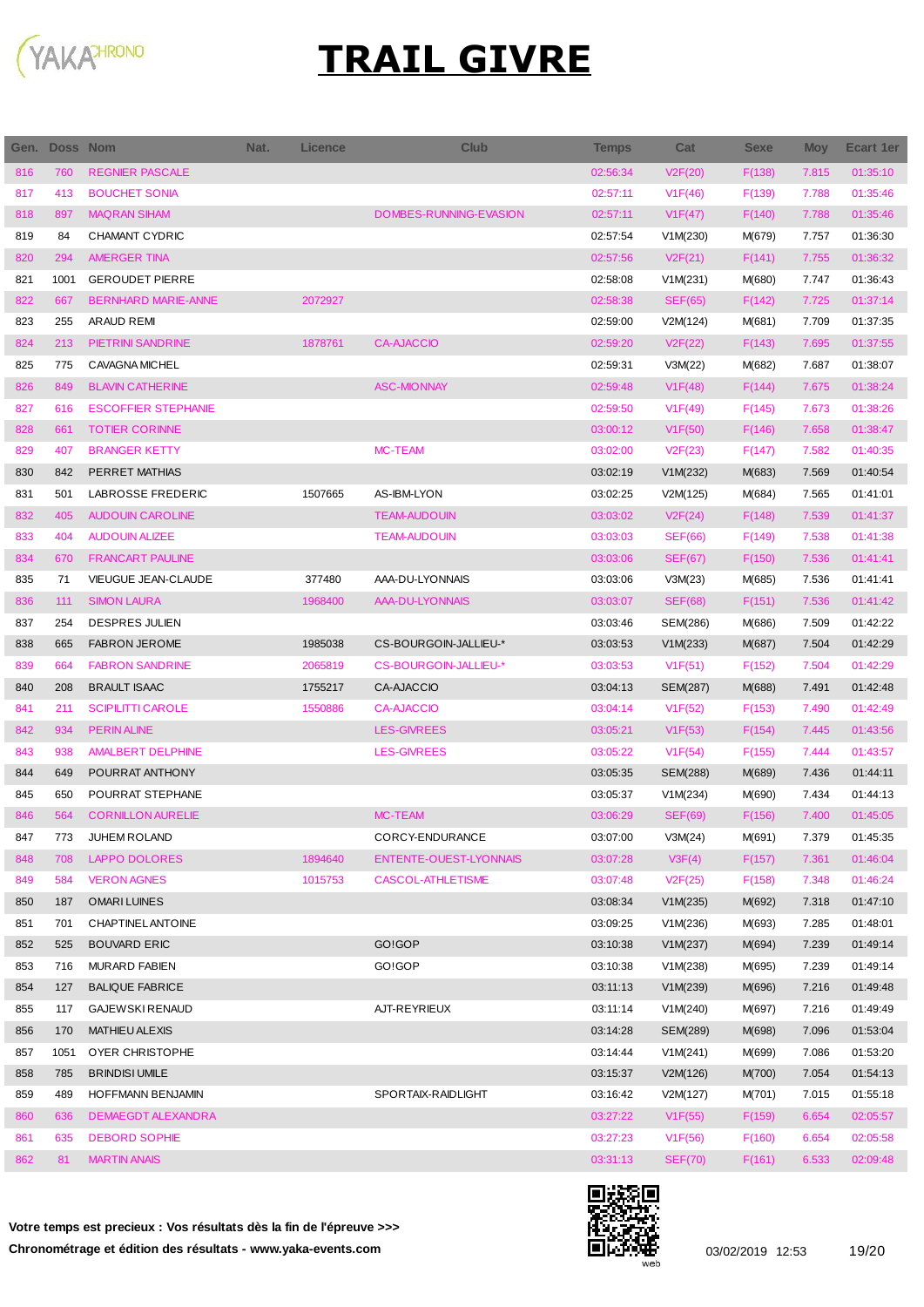# TRAIL GIVRE

| Gen. | Doss | Nom | Nat. | Licence | Club | Temps | Cat | Sexe | Moy | Ecart 1er |
|---|---|---|---|---|---|---|---|---|---|---|
| 816 | 760 | REGNIER PASCALE | | | | 02:56:34 | V2F(20) | F(138) | 7.815 | 01:35:10 |
| 817 | 413 | BOUCHET SONIA | | | | 02:57:11 | V1F(46) | F(139) | 7.788 | 01:35:46 |
| 818 | 897 | MAQRAN SIHAM | | | DOMBES-RUNNING-EVASION | 02:57:11 | V1F(47) | F(140) | 7.788 | 01:35:46 |
| 819 | 84 | CHAMANT CYDRIC | | | | 02:57:54 | V1M(230) | M(679) | 7.757 | 01:36:30 |
| 820 | 294 | AMERGER TINA | | | | 02:57:56 | V2F(21) | F(141) | 7.755 | 01:36:32 |
| 821 | 1001 | GEROUDET PIERRE | | | | 02:58:08 | V1M(231) | M(680) | 7.747 | 01:36:43 |
| 822 | 667 | BERNHARD MARIE-ANNE | | 2072927 | | 02:58:38 | SEF(65) | F(142) | 7.725 | 01:37:14 |
| 823 | 255 | ARAUD REMI | | | | 02:59:00 | V2M(124) | M(681) | 7.709 | 01:37:35 |
| 824 | 213 | PIETRINI SANDRINE | | 1878761 | CA-AJACCIO | 02:59:20 | V2F(22) | F(143) | 7.695 | 01:37:55 |
| 825 | 775 | CAVAGNA MICHEL | | | | 02:59:31 | V3M(22) | M(682) | 7.687 | 01:38:07 |
| 826 | 849 | BLAVIN CATHERINE | | | ASC-MIONNAY | 02:59:48 | V1F(48) | F(144) | 7.675 | 01:38:24 |
| 827 | 616 | ESCOFFIER STEPHANIE | | | | 02:59:50 | V1F(49) | F(145) | 7.673 | 01:38:26 |
| 828 | 661 | TOTIER CORINNE | | | | 03:00:12 | V1F(50) | F(146) | 7.658 | 01:38:47 |
| 829 | 407 | BRANGER KETTY | | | MC-TEAM | 03:02:00 | V2F(23) | F(147) | 7.582 | 01:40:35 |
| 830 | 842 | PERRET MATHIAS | | | | 03:02:19 | V1M(232) | M(683) | 7.569 | 01:40:54 |
| 831 | 501 | LABROSSE FREDERIC | | 1507665 | AS-IBM-LYON | 03:02:25 | V2M(125) | M(684) | 7.565 | 01:41:01 |
| 832 | 405 | AUDOUIN CAROLINE | | | TEAM-AUDOUIN | 03:03:02 | V2F(24) | F(148) | 7.539 | 01:41:37 |
| 833 | 404 | AUDOUIN ALIZEE | | | TEAM-AUDOUIN | 03:03:03 | SEF(66) | F(149) | 7.538 | 01:41:38 |
| 834 | 670 | FRANCART PAULINE | | | | 03:03:06 | SEF(67) | F(150) | 7.536 | 01:41:41 |
| 835 | 71 | VIEUGUE JEAN-CLAUDE | | 377480 | AAA-DU-LYONNAIS | 03:03:06 | V3M(23) | M(685) | 7.536 | 01:41:41 |
| 836 | 111 | SIMON LAURA | | 1968400 | AAA-DU-LYONNAIS | 03:03:07 | SEF(68) | F(151) | 7.536 | 01:41:42 |
| 837 | 254 | DESPRES JULIEN | | | | 03:03:46 | SEM(286) | M(686) | 7.509 | 01:42:22 |
| 838 | 665 | FABRON JEROME | | 1985038 | CS-BOURGOIN-JALLIEU-* | 03:03:53 | V1M(233) | M(687) | 7.504 | 01:42:29 |
| 839 | 664 | FABRON SANDRINE | | 2065819 | CS-BOURGOIN-JALLIEU-* | 03:03:53 | V1F(51) | F(152) | 7.504 | 01:42:29 |
| 840 | 208 | BRAULT ISAAC | | 1755217 | CA-AJACCIO | 03:04:13 | SEM(287) | M(688) | 7.491 | 01:42:48 |
| 841 | 211 | SCIPILITTI CAROLE | | 1550886 | CA-AJACCIO | 03:04:14 | V1F(52) | F(153) | 7.490 | 01:42:49 |
| 842 | 934 | PERIN ALINE | | | LES-GIVREES | 03:05:21 | V1F(53) | F(154) | 7.445 | 01:43:56 |
| 843 | 938 | AMALBERT DELPHINE | | | LES-GIVREES | 03:05:22 | V1F(54) | F(155) | 7.444 | 01:43:57 |
| 844 | 649 | POURRAT ANTHONY | | | | 03:05:35 | SEM(288) | M(689) | 7.436 | 01:44:11 |
| 845 | 650 | POURRAT STEPHANE | | | | 03:05:37 | V1M(234) | M(690) | 7.434 | 01:44:13 |
| 846 | 564 | CORNILLON AURELIE | | | MC-TEAM | 03:06:29 | SEF(69) | F(156) | 7.400 | 01:45:05 |
| 847 | 773 | JUHEM ROLAND | | | CORCY-ENDURANCE | 03:07:00 | V3M(24) | M(691) | 7.379 | 01:45:35 |
| 848 | 708 | LAPPO DOLORES | | 1894640 | ENTENTE-OUEST-LYONNAIS | 03:07:28 | V3F(4) | F(157) | 7.361 | 01:46:04 |
| 849 | 584 | VERON AGNES | | 1015753 | CASCOL-ATHLETISME | 03:07:48 | V2F(25) | F(158) | 7.348 | 01:46:24 |
| 850 | 187 | OMARI LUINES | | | | 03:08:34 | V1M(235) | M(692) | 7.318 | 01:47:10 |
| 851 | 701 | CHAPTINEL ANTOINE | | | | 03:09:25 | V1M(236) | M(693) | 7.285 | 01:48:01 |
| 852 | 525 | BOUVARD ERIC | | | GO!GOP | 03:10:38 | V1M(237) | M(694) | 7.239 | 01:49:14 |
| 853 | 716 | MURARD FABIEN | | | GO!GOP | 03:10:38 | V1M(238) | M(695) | 7.239 | 01:49:14 |
| 854 | 127 | BALIQUE FABRICE | | | | 03:11:13 | V1M(239) | M(696) | 7.216 | 01:49:48 |
| 855 | 117 | GAJEWSKI RENAUD | | | AJT-REYRIEUX | 03:11:14 | V1M(240) | M(697) | 7.216 | 01:49:49 |
| 856 | 170 | MATHIEU ALEXIS | | | | 03:14:28 | SEM(289) | M(698) | 7.096 | 01:53:04 |
| 857 | 1051 | OYER CHRISTOPHE | | | | 03:14:44 | V1M(241) | M(699) | 7.086 | 01:53:20 |
| 858 | 785 | BRINDISI UMILE | | | | 03:15:37 | V2M(126) | M(700) | 7.054 | 01:54:13 |
| 859 | 489 | HOFFMANN BENJAMIN | | | SPORTAIX-RAIDLIGHT | 03:16:42 | V2M(127) | M(701) | 7.015 | 01:55:18 |
| 860 | 636 | DEMAEGDT ALEXANDRA | | | | 03:27:22 | V1F(55) | F(159) | 6.654 | 02:05:57 |
| 861 | 635 | DEBORD SOPHIE | | | | 03:27:23 | V1F(56) | F(160) | 6.654 | 02:05:58 |
| 862 | 81 | MARTIN ANAIS | | | | 03:31:13 | SEF(70) | F(161) | 6.533 | 02:09:48 |

**Votre temps est precieux : Vos résultats dès la fin de l'épreuve >>>**

**Chronométrage et édition des résultats - www.yaka-events.com**

03/02/2019 12:53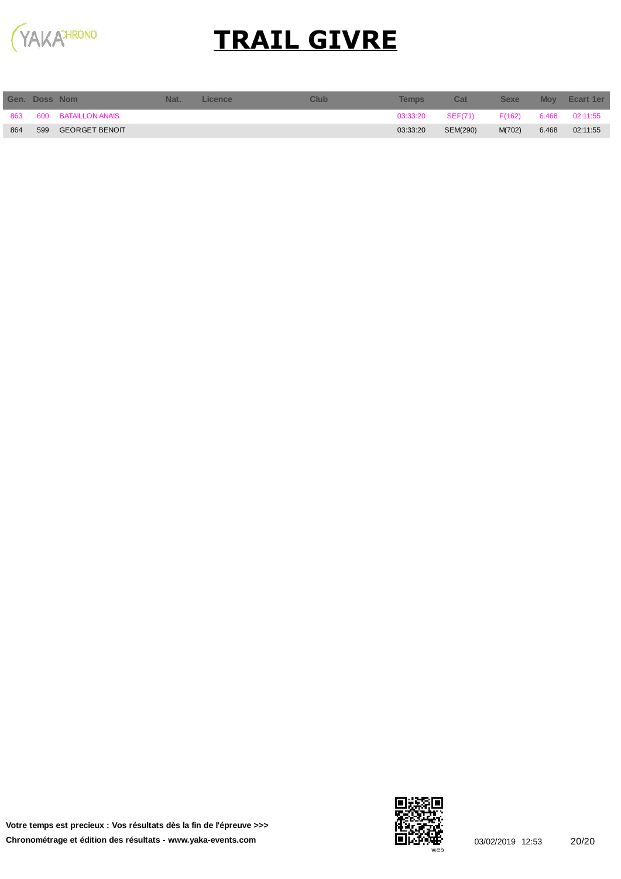# TRAIL GIVRE

| Gen. | Doss | Nom | Nat. | Licence | Club | Temps | Cat | Sexe | Moy | Ecart 1er |
|---|---|---|---|---|---|---|---|---|---|---|
| 863 | 600 | BATAILLON ANAIS | | | | 03:33:20 | SEF(71) | F(162) | 6.468 | 02:11:55 |
| 864 | 599 | GEORGET BENOIT | | | | 03:33:20 | SEM(290) | M(702) | 6.468 | 02:11:55 |

**Votre temps est precieux : Vos résultats dès la fin de l'épreuve >>>**

**Chronométrage et édition des résultats - www.yaka-events.com**

web

03/02/2019 12:53